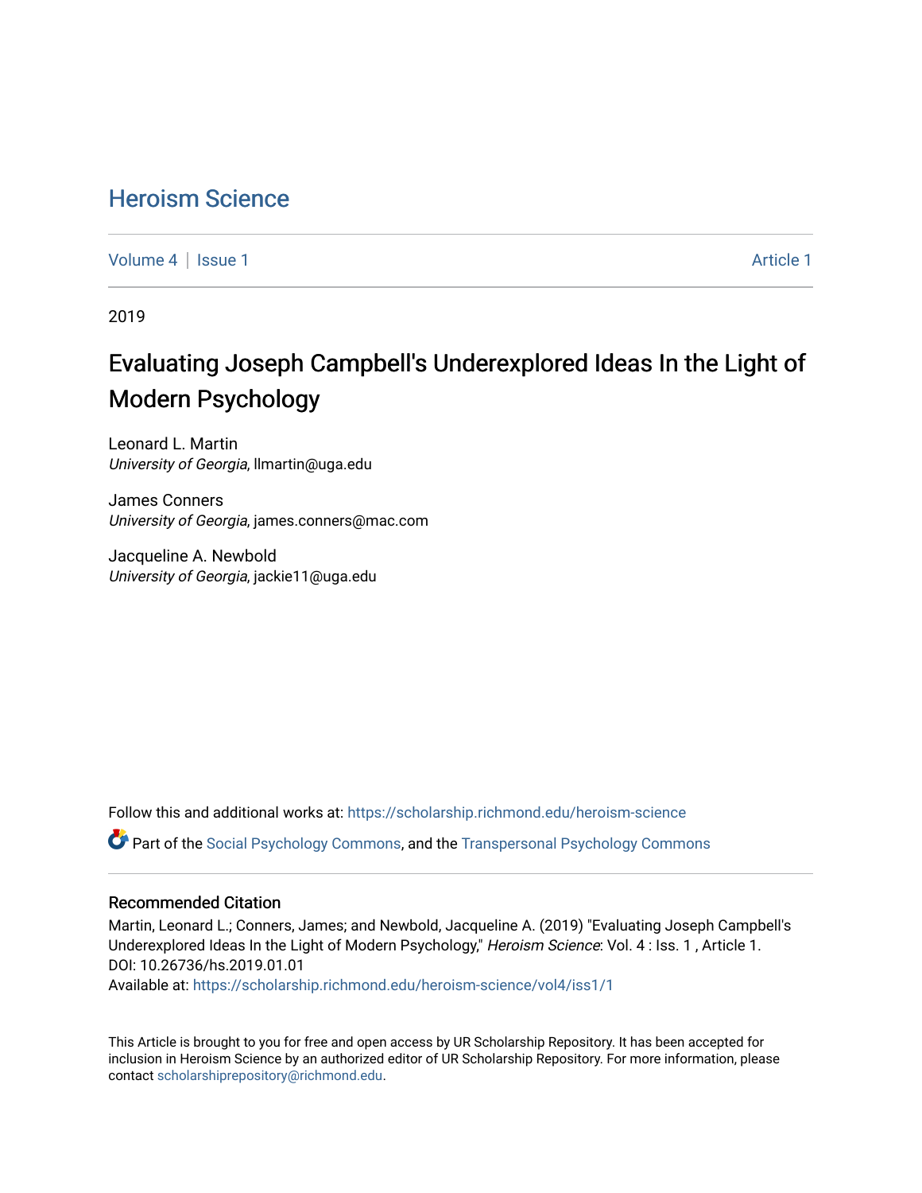# Heroism Science

Volume 4 | Issue 1 Article 1

2019

## Evaluating Joseph Campbell's Underexplored Ideas In the Light of Modern Psychology

Leonard L. Martin  
*University of Georgia*, llmartin@uga.edu

James Conners  
*University of Georgia*, james.conners@mac.com

Jacqueline A. Newbold  
*University of Georgia*, jackie11@uga.edu

Follow this and additional works at: https://scholarship.richmond.edu/heroism-science

Part of the Social Psychology Commons, and the Transpersonal Psychology Commons

### Recommended Citation

Martin, Leonard L.; Conners, James; and Newbold, Jacqueline A. (2019) "Evaluating Joseph Campbell's Underexplored Ideas In the Light of Modern Psychology," *Heroism Science*: Vol. 4 : Iss. 1 , Article 1.  
DOI: 10.26736/hs.2019.01.01  
Available at: https://scholarship.richmond.edu/heroism-science/vol4/iss1/1

This Article is brought to you for free and open access by UR Scholarship Repository. It has been accepted for inclusion in Heroism Science by an authorized editor of UR Scholarship Repository. For more information, please contact scholarshiprepository@richmond.edu.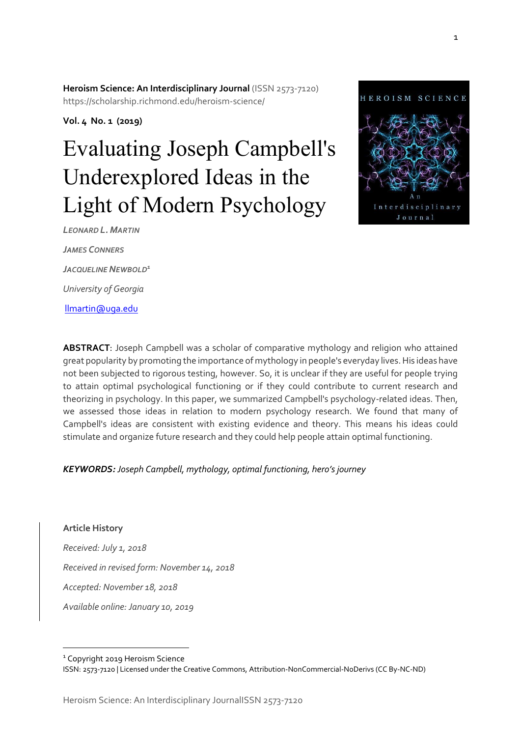**Heroism Science: An Interdisciplinary Journal** (ISSN 2573-7120)
https://scholarship.richmond.edu/heroism-science/

**Vol. 4 No. 1 (2019)**

# Evaluating Joseph Campbell's Underexplored Ideas in the Light of Modern Psychology

*LEONARD L. MARTIN*

*JAMES CONNERS*

*JACQUELINE NEWBOLD*[1]

*University of Georgia*

llmartin@uga.edu

**ABSTRACT**: Joseph Campbell was a scholar of comparative mythology and religion who attained great popularity by promoting the importance of mythology in people's everyday lives. His ideas have not been subjected to rigorous testing, however. So, it is unclear if they are useful for people trying to attain optimal psychological functioning or if they could contribute to current research and theorizing in psychology. In this paper, we summarized Campbell's psychology-related ideas. Then, we assessed those ideas in relation to modern psychology research. We found that many of Campbell's ideas are consistent with existing evidence and theory. This means his ideas could stimulate and organize future research and they could help people attain optimal functioning.

***KEYWORDS:*** *Joseph Campbell, mythology, optimal functioning, hero's journey*

**Article History**

*Received: July 1, 2018*

*Received in revised form: November 14, 2018*

*Accepted: November 18, 2018*

*Available online: January 10, 2019*

[1] Copyright 2019 Heroism Science
ISSN: 2573-7120 | Licensed under the Creative Commons, Attribution-NonCommercial-NoDerivs (CC By-NC-ND)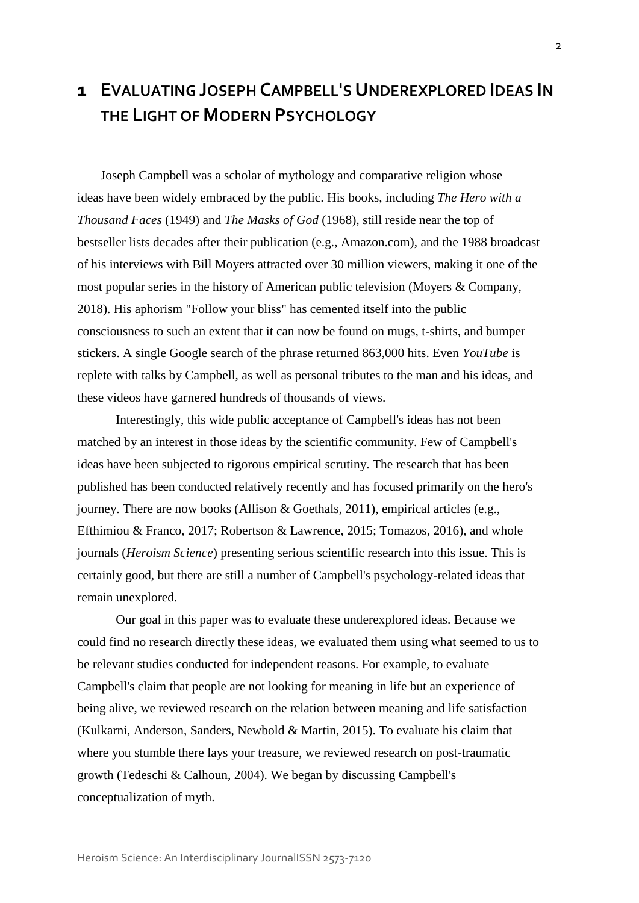# 1 Evaluating Joseph Campbell's Underexplored Ideas In the Light of Modern Psychology

Joseph Campbell was a scholar of mythology and comparative religion whose ideas have been widely embraced by the public. His books, including *The Hero with a Thousand Faces* (1949) and *The Masks of God* (1968), still reside near the top of bestseller lists decades after their publication (e.g., Amazon.com), and the 1988 broadcast of his interviews with Bill Moyers attracted over 30 million viewers, making it one of the most popular series in the history of American public television (Moyers & Company, 2018). His aphorism "Follow your bliss" has cemented itself into the public consciousness to such an extent that it can now be found on mugs, t-shirts, and bumper stickers. A single Google search of the phrase returned 863,000 hits. Even *YouTube* is replete with talks by Campbell, as well as personal tributes to the man and his ideas, and these videos have garnered hundreds of thousands of views.

Interestingly, this wide public acceptance of Campbell's ideas has not been matched by an interest in those ideas by the scientific community. Few of Campbell's ideas have been subjected to rigorous empirical scrutiny. The research that has been published has been conducted relatively recently and has focused primarily on the hero's journey. There are now books (Allison & Goethals, 2011), empirical articles (e.g., Efthimiou & Franco, 2017; Robertson & Lawrence, 2015; Tomazos, 2016), and whole journals (*Heroism Science*) presenting serious scientific research into this issue. This is certainly good, but there are still a number of Campbell's psychology-related ideas that remain unexplored.

Our goal in this paper was to evaluate these underexplored ideas. Because we could find no research directly these ideas, we evaluated them using what seemed to us to be relevant studies conducted for independent reasons. For example, to evaluate Campbell's claim that people are not looking for meaning in life but an experience of being alive, we reviewed research on the relation between meaning and life satisfaction (Kulkarni, Anderson, Sanders, Newbold & Martin, 2015). To evaluate his claim that where you stumble there lays your treasure, we reviewed research on post-traumatic growth (Tedeschi & Calhoun, 2004). We began by discussing Campbell's conceptualization of myth.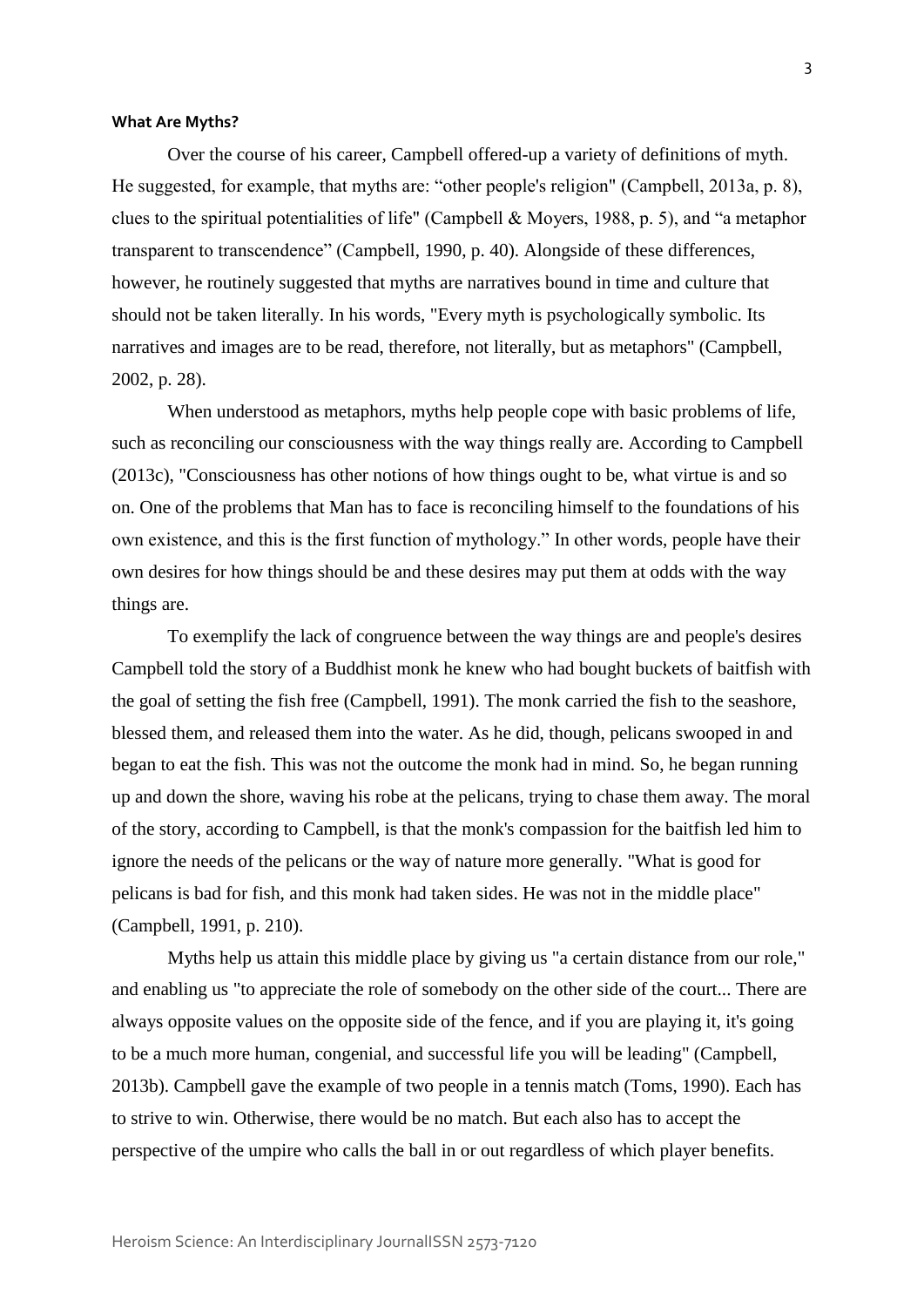#### **What Are Myths?**

Over the course of his career, Campbell offered-up a variety of definitions of myth. He suggested, for example, that myths are: "other people's religion" (Campbell, 2013a, p. 8), clues to the spiritual potentialities of life" (Campbell & Moyers, 1988, p. 5), and "a metaphor transparent to transcendence" (Campbell, 1990, p. 40). Alongside of these differences, however, he routinely suggested that myths are narratives bound in time and culture that should not be taken literally. In his words, "Every myth is psychologically symbolic. Its narratives and images are to be read, therefore, not literally, but as metaphors" (Campbell, 2002, p. 28).

When understood as metaphors, myths help people cope with basic problems of life, such as reconciling our consciousness with the way things really are. According to Campbell (2013c), "Consciousness has other notions of how things ought to be, what virtue is and so on. One of the problems that Man has to face is reconciling himself to the foundations of his own existence, and this is the first function of mythology." In other words, people have their own desires for how things should be and these desires may put them at odds with the way things are.

To exemplify the lack of congruence between the way things are and people's desires Campbell told the story of a Buddhist monk he knew who had bought buckets of baitfish with the goal of setting the fish free (Campbell, 1991). The monk carried the fish to the seashore, blessed them, and released them into the water. As he did, though, pelicans swooped in and began to eat the fish. This was not the outcome the monk had in mind. So, he began running up and down the shore, waving his robe at the pelicans, trying to chase them away. The moral of the story, according to Campbell, is that the monk's compassion for the baitfish led him to ignore the needs of the pelicans or the way of nature more generally. "What is good for pelicans is bad for fish, and this monk had taken sides. He was not in the middle place" (Campbell, 1991, p. 210).

Myths help us attain this middle place by giving us "a certain distance from our role," and enabling us "to appreciate the role of somebody on the other side of the court... There are always opposite values on the opposite side of the fence, and if you are playing it, it's going to be a much more human, congenial, and successful life you will be leading" (Campbell, 2013b). Campbell gave the example of two people in a tennis match (Toms, 1990). Each has to strive to win. Otherwise, there would be no match. But each also has to accept the perspective of the umpire who calls the ball in or out regardless of which player benefits.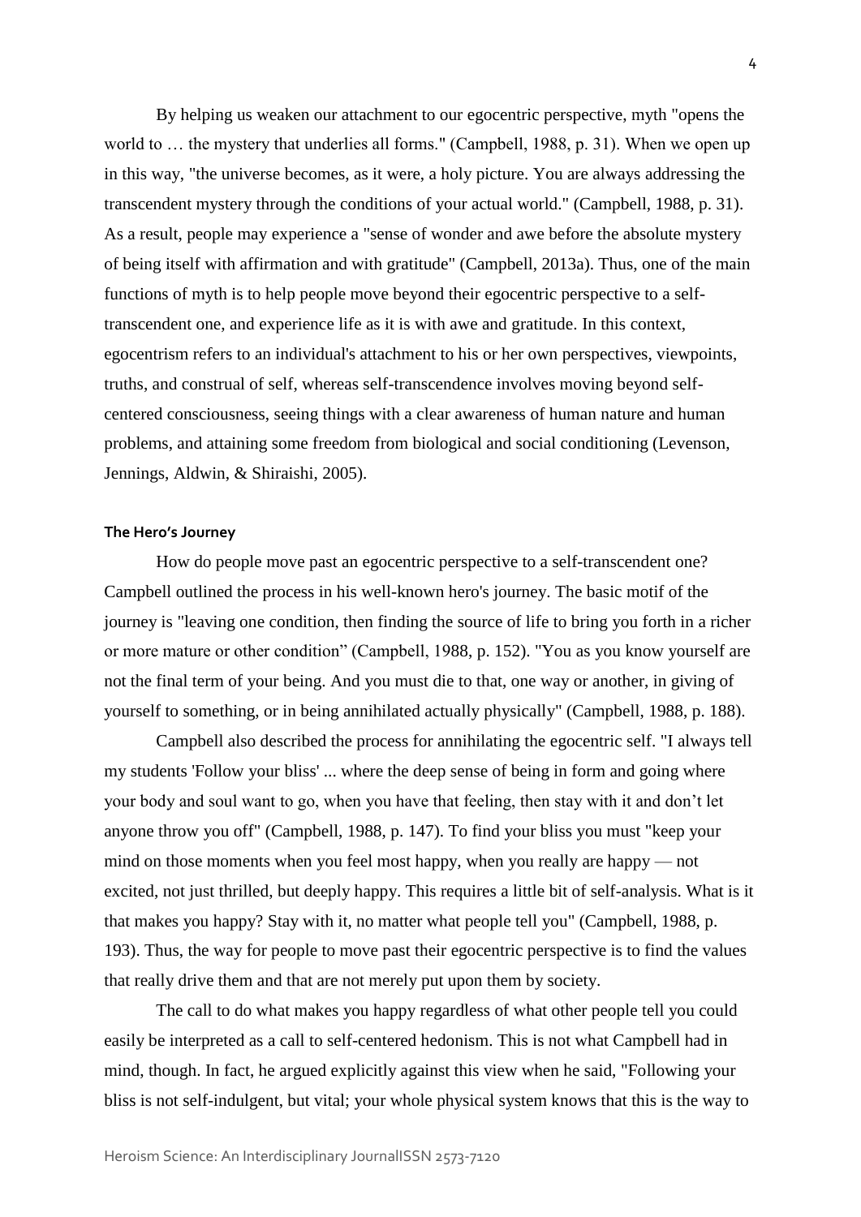By helping us weaken our attachment to our egocentric perspective, myth "opens the world to … the mystery that underlies all forms." (Campbell, 1988, p. 31). When we open up in this way, "the universe becomes, as it were, a holy picture. You are always addressing the transcendent mystery through the conditions of your actual world." (Campbell, 1988, p. 31). As a result, people may experience a "sense of wonder and awe before the absolute mystery of being itself with affirmation and with gratitude" (Campbell, 2013a). Thus, one of the main functions of myth is to help people move beyond their egocentric perspective to a self-transcendent one, and experience life as it is with awe and gratitude. In this context, egocentrism refers to an individual's attachment to his or her own perspectives, viewpoints, truths, and construal of self, whereas self-transcendence involves moving beyond self-centered consciousness, seeing things with a clear awareness of human nature and human problems, and attaining some freedom from biological and social conditioning (Levenson, Jennings, Aldwin, & Shiraishi, 2005).

#### The Hero's Journey

How do people move past an egocentric perspective to a self-transcendent one? Campbell outlined the process in his well-known hero's journey. The basic motif of the journey is "leaving one condition, then finding the source of life to bring you forth in a richer or more mature or other condition" (Campbell, 1988, p. 152). "You as you know yourself are not the final term of your being. And you must die to that, one way or another, in giving of yourself to something, or in being annihilated actually physically" (Campbell, 1988, p. 188).

Campbell also described the process for annihilating the egocentric self. "I always tell my students 'Follow your bliss' ... where the deep sense of being in form and going where your body and soul want to go, when you have that feeling, then stay with it and don't let anyone throw you off" (Campbell, 1988, p. 147). To find your bliss you must "keep your mind on those moments when you feel most happy, when you really are happy — not excited, not just thrilled, but deeply happy. This requires a little bit of self-analysis. What is it that makes you happy? Stay with it, no matter what people tell you" (Campbell, 1988, p. 193). Thus, the way for people to move past their egocentric perspective is to find the values that really drive them and that are not merely put upon them by society.

The call to do what makes you happy regardless of what other people tell you could easily be interpreted as a call to self-centered hedonism. This is not what Campbell had in mind, though. In fact, he argued explicitly against this view when he said, "Following your bliss is not self-indulgent, but vital; your whole physical system knows that this is the way to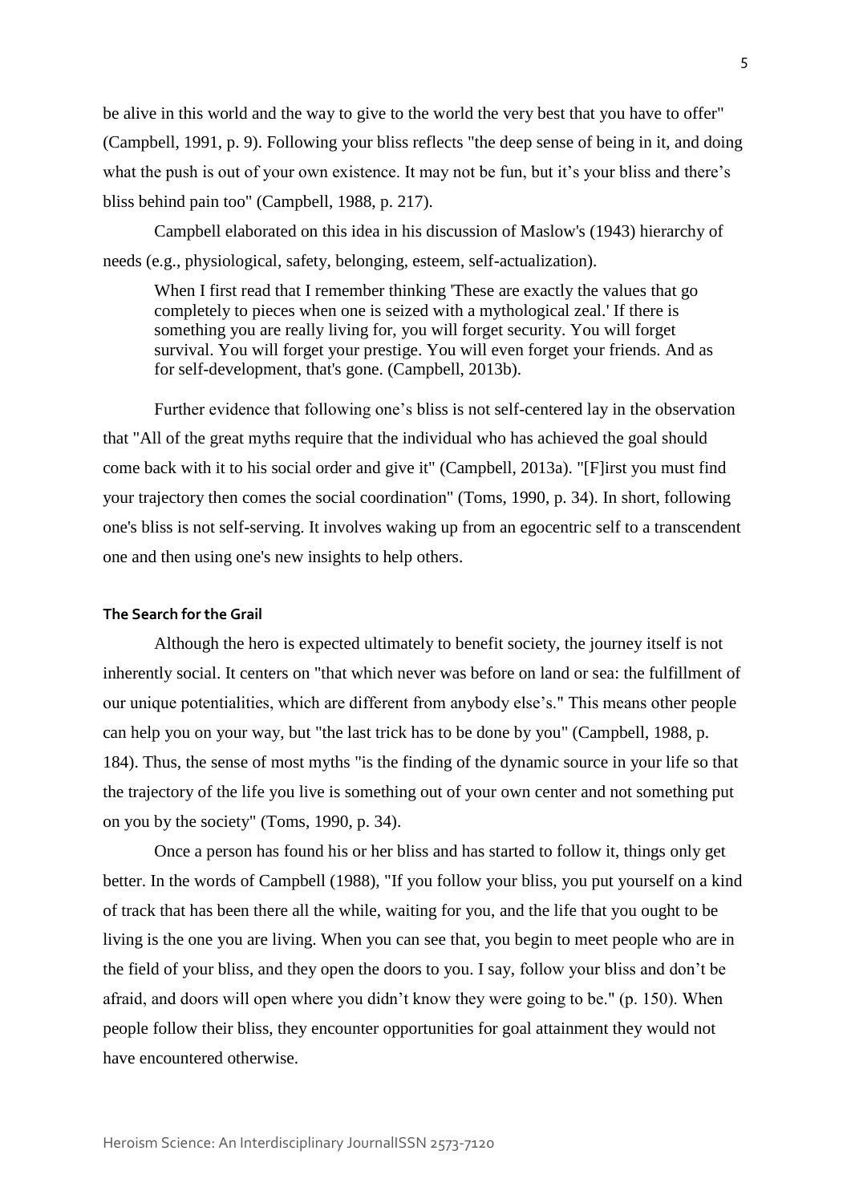be alive in this world and the way to give to the world the very best that you have to offer" (Campbell, 1991, p. 9). Following your bliss reflects "the deep sense of being in it, and doing what the push is out of your own existence. It may not be fun, but it's your bliss and there's bliss behind pain too" (Campbell, 1988, p. 217).

Campbell elaborated on this idea in his discussion of Maslow's (1943) hierarchy of needs (e.g., physiological, safety, belonging, esteem, self-actualization).

> When I first read that I remember thinking 'These are exactly the values that go completely to pieces when one is seized with a mythological zeal.' If there is something you are really living for, you will forget security. You will forget survival. You will forget your prestige. You will even forget your friends. And as for self-development, that's gone. (Campbell, 2013b).

Further evidence that following one's bliss is not self-centered lay in the observation that "All of the great myths require that the individual who has achieved the goal should come back with it to his social order and give it" (Campbell, 2013a). "[F]irst you must find your trajectory then comes the social coordination" (Toms, 1990, p. 34). In short, following one's bliss is not self-serving. It involves waking up from an egocentric self to a transcendent one and then using one's new insights to help others.

**The Search for the Grail**

Although the hero is expected ultimately to benefit society, the journey itself is not inherently social. It centers on "that which never was before on land or sea: the fulfillment of our unique potentialities, which are different from anybody else's." This means other people can help you on your way, but "the last trick has to be done by you" (Campbell, 1988, p. 184). Thus, the sense of most myths "is the finding of the dynamic source in your life so that the trajectory of the life you live is something out of your own center and not something put on you by the society" (Toms, 1990, p. 34).

Once a person has found his or her bliss and has started to follow it, things only get better. In the words of Campbell (1988), "If you follow your bliss, you put yourself on a kind of track that has been there all the while, waiting for you, and the life that you ought to be living is the one you are living. When you can see that, you begin to meet people who are in the field of your bliss, and they open the doors to you. I say, follow your bliss and don't be afraid, and doors will open where you didn't know they were going to be." (p. 150). When people follow their bliss, they encounter opportunities for goal attainment they would not have encountered otherwise.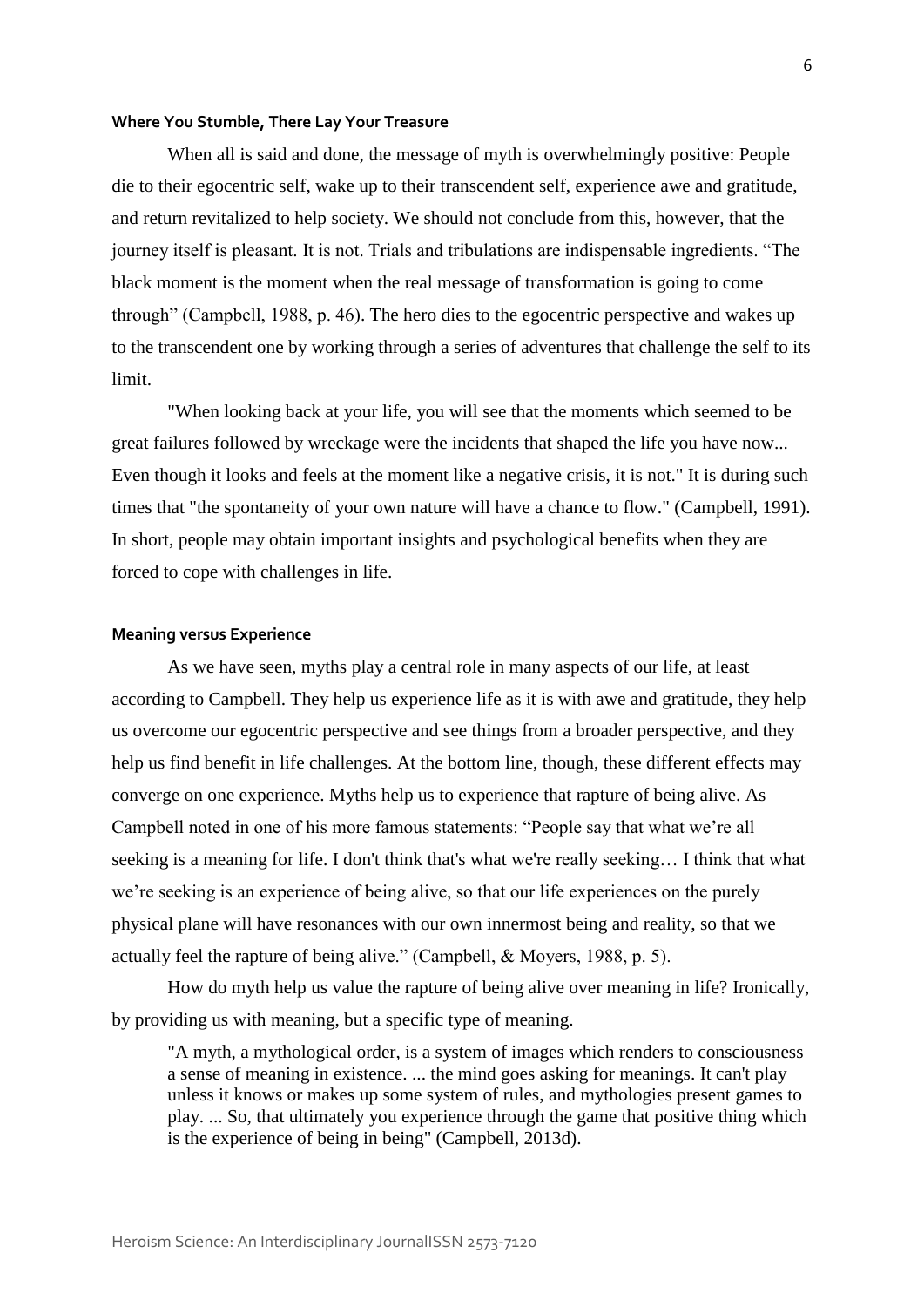### Where You Stumble, There Lay Your Treasure

When all is said and done, the message of myth is overwhelmingly positive: People die to their egocentric self, wake up to their transcendent self, experience awe and gratitude, and return revitalized to help society. We should not conclude from this, however, that the journey itself is pleasant. It is not. Trials and tribulations are indispensable ingredients. "The black moment is the moment when the real message of transformation is going to come through" (Campbell, 1988, p. 46). The hero dies to the egocentric perspective and wakes up to the transcendent one by working through a series of adventures that challenge the self to its limit.

"When looking back at your life, you will see that the moments which seemed to be great failures followed by wreckage were the incidents that shaped the life you have now... Even though it looks and feels at the moment like a negative crisis, it is not." It is during such times that "the spontaneity of your own nature will have a chance to flow." (Campbell, 1991). In short, people may obtain important insights and psychological benefits when they are forced to cope with challenges in life.

### Meaning versus Experience

As we have seen, myths play a central role in many aspects of our life, at least according to Campbell. They help us experience life as it is with awe and gratitude, they help us overcome our egocentric perspective and see things from a broader perspective, and they help us find benefit in life challenges. At the bottom line, though, these different effects may converge on one experience. Myths help us to experience that rapture of being alive. As Campbell noted in one of his more famous statements: "People say that what we're all seeking is a meaning for life. I don't think that's what we're really seeking… I think that what we're seeking is an experience of being alive, so that our life experiences on the purely physical plane will have resonances with our own innermost being and reality, so that we actually feel the rapture of being alive." (Campbell, & Moyers, 1988, p. 5).

How do myth help us value the rapture of being alive over meaning in life? Ironically, by providing us with meaning, but a specific type of meaning.

> "A myth, a mythological order, is a system of images which renders to consciousness a sense of meaning in existence. ... the mind goes asking for meanings. It can't play unless it knows or makes up some system of rules, and mythologies present games to play. ... So, that ultimately you experience through the game that positive thing which is the experience of being in being" (Campbell, 2013d).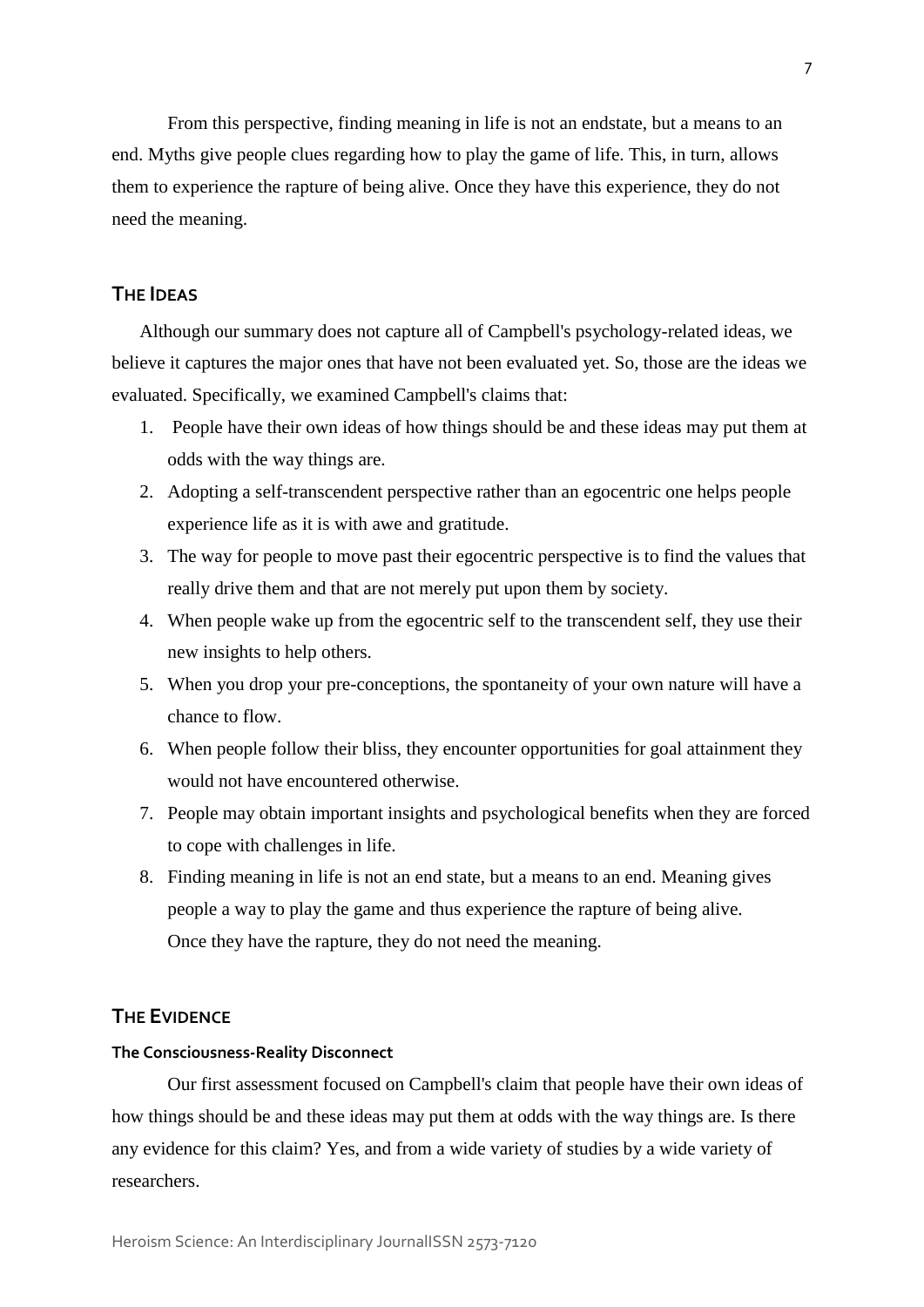From this perspective, finding meaning in life is not an endstate, but a means to an end. Myths give people clues regarding how to play the game of life. This, in turn, allows them to experience the rapture of being alive. Once they have this experience, they do not need the meaning.

## The Ideas

Although our summary does not capture all of Campbell's psychology-related ideas, we believe it captures the major ones that have not been evaluated yet. So, those are the ideas we evaluated. Specifically, we examined Campbell's claims that:

1. People have their own ideas of how things should be and these ideas may put them at odds with the way things are.
2. Adopting a self-transcendent perspective rather than an egocentric one helps people experience life as it is with awe and gratitude.
3. The way for people to move past their egocentric perspective is to find the values that really drive them and that are not merely put upon them by society.
4. When people wake up from the egocentric self to the transcendent self, they use their new insights to help others.
5. When you drop your pre-conceptions, the spontaneity of your own nature will have a chance to flow.
6. When people follow their bliss, they encounter opportunities for goal attainment they would not have encountered otherwise.
7. People may obtain important insights and psychological benefits when they are forced to cope with challenges in life.
8. Finding meaning in life is not an end state, but a means to an end. Meaning gives people a way to play the game and thus experience the rapture of being alive. Once they have the rapture, they do not need the meaning.

## The Evidence

### The Consciousness-Reality Disconnect

Our first assessment focused on Campbell's claim that people have their own ideas of how things should be and these ideas may put them at odds with the way things are. Is there any evidence for this claim? Yes, and from a wide variety of studies by a wide variety of researchers.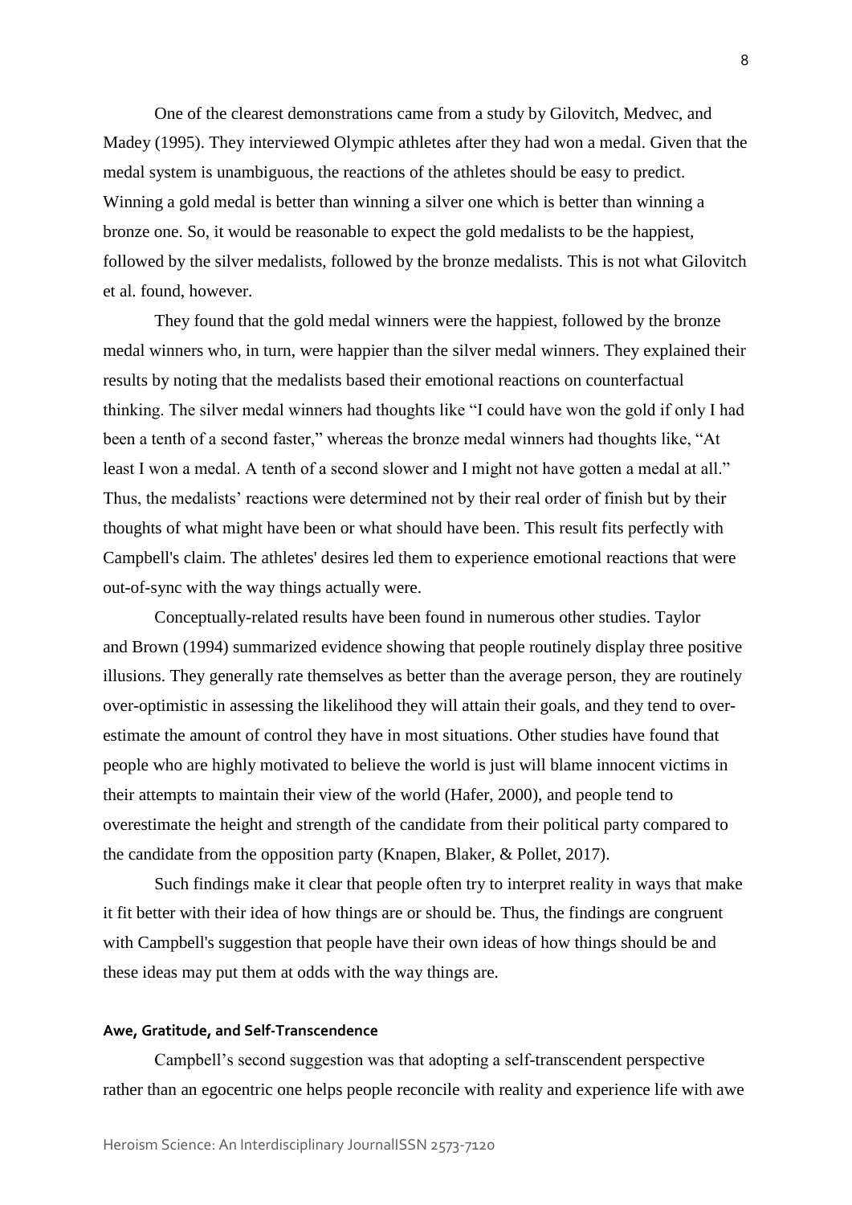One of the clearest demonstrations came from a study by Gilovitch, Medvec, and Madey (1995). They interviewed Olympic athletes after they had won a medal. Given that the medal system is unambiguous, the reactions of the athletes should be easy to predict. Winning a gold medal is better than winning a silver one which is better than winning a bronze one. So, it would be reasonable to expect the gold medalists to be the happiest, followed by the silver medalists, followed by the bronze medalists. This is not what Gilovitch et al. found, however.

They found that the gold medal winners were the happiest, followed by the bronze medal winners who, in turn, were happier than the silver medal winners. They explained their results by noting that the medalists based their emotional reactions on counterfactual thinking. The silver medal winners had thoughts like "I could have won the gold if only I had been a tenth of a second faster," whereas the bronze medal winners had thoughts like, "At least I won a medal. A tenth of a second slower and I might not have gotten a medal at all." Thus, the medalists' reactions were determined not by their real order of finish but by their thoughts of what might have been or what should have been. This result fits perfectly with Campbell's claim. The athletes' desires led them to experience emotional reactions that were out-of-sync with the way things actually were.

Conceptually-related results have been found in numerous other studies. Taylor and Brown (1994) summarized evidence showing that people routinely display three positive illusions. They generally rate themselves as better than the average person, they are routinely over-optimistic in assessing the likelihood they will attain their goals, and they tend to over-estimate the amount of control they have in most situations. Other studies have found that people who are highly motivated to believe the world is just will blame innocent victims in their attempts to maintain their view of the world (Hafer, 2000), and people tend to overestimate the height and strength of the candidate from their political party compared to the candidate from the opposition party (Knapen, Blaker, & Pollet, 2017).

Such findings make it clear that people often try to interpret reality in ways that make it fit better with their idea of how things are or should be. Thus, the findings are congruent with Campbell's suggestion that people have their own ideas of how things should be and these ideas may put them at odds with the way things are.

#### Awe, Gratitude, and Self-Transcendence

Campbell's second suggestion was that adopting a self-transcendent perspective rather than an egocentric one helps people reconcile with reality and experience life with awe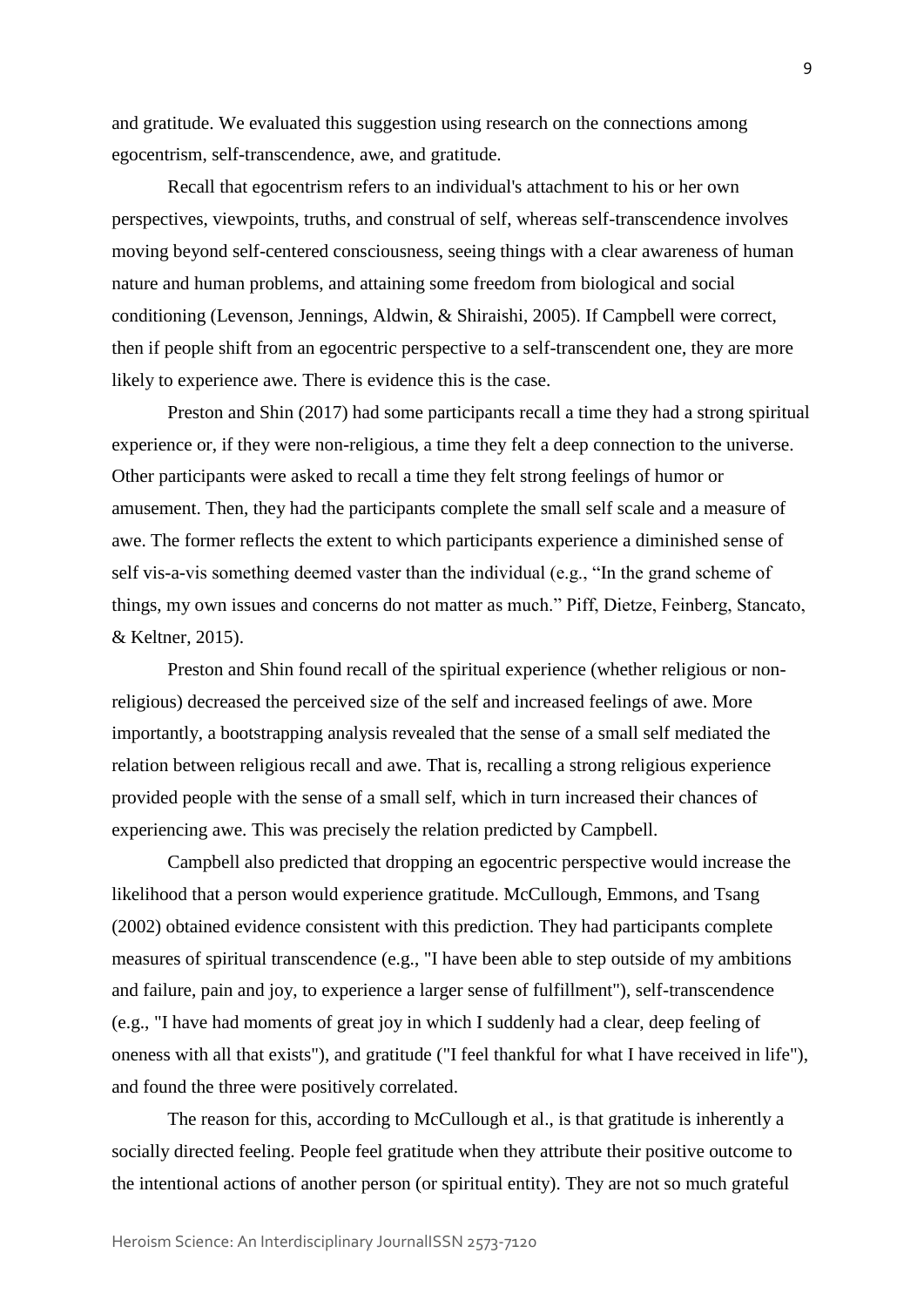and gratitude. We evaluated this suggestion using research on the connections among egocentrism, self-transcendence, awe, and gratitude.

Recall that egocentrism refers to an individual's attachment to his or her own perspectives, viewpoints, truths, and construal of self, whereas self-transcendence involves moving beyond self-centered consciousness, seeing things with a clear awareness of human nature and human problems, and attaining some freedom from biological and social conditioning (Levenson, Jennings, Aldwin, & Shiraishi, 2005). If Campbell were correct, then if people shift from an egocentric perspective to a self-transcendent one, they are more likely to experience awe. There is evidence this is the case.

Preston and Shin (2017) had some participants recall a time they had a strong spiritual experience or, if they were non-religious, a time they felt a deep connection to the universe. Other participants were asked to recall a time they felt strong feelings of humor or amusement. Then, they had the participants complete the small self scale and a measure of awe. The former reflects the extent to which participants experience a diminished sense of self vis-a-vis something deemed vaster than the individual (e.g., "In the grand scheme of things, my own issues and concerns do not matter as much." Piff, Dietze, Feinberg, Stancato, & Keltner, 2015).

Preston and Shin found recall of the spiritual experience (whether religious or non-religious) decreased the perceived size of the self and increased feelings of awe. More importantly, a bootstrapping analysis revealed that the sense of a small self mediated the relation between religious recall and awe. That is, recalling a strong religious experience provided people with the sense of a small self, which in turn increased their chances of experiencing awe. This was precisely the relation predicted by Campbell.

Campbell also predicted that dropping an egocentric perspective would increase the likelihood that a person would experience gratitude. McCullough, Emmons, and Tsang (2002) obtained evidence consistent with this prediction. They had participants complete measures of spiritual transcendence (e.g., "I have been able to step outside of my ambitions and failure, pain and joy, to experience a larger sense of fulfillment"), self-transcendence (e.g., "I have had moments of great joy in which I suddenly had a clear, deep feeling of oneness with all that exists"), and gratitude ("I feel thankful for what I have received in life"), and found the three were positively correlated.

The reason for this, according to McCullough et al., is that gratitude is inherently a socially directed feeling. People feel gratitude when they attribute their positive outcome to the intentional actions of another person (or spiritual entity). They are not so much grateful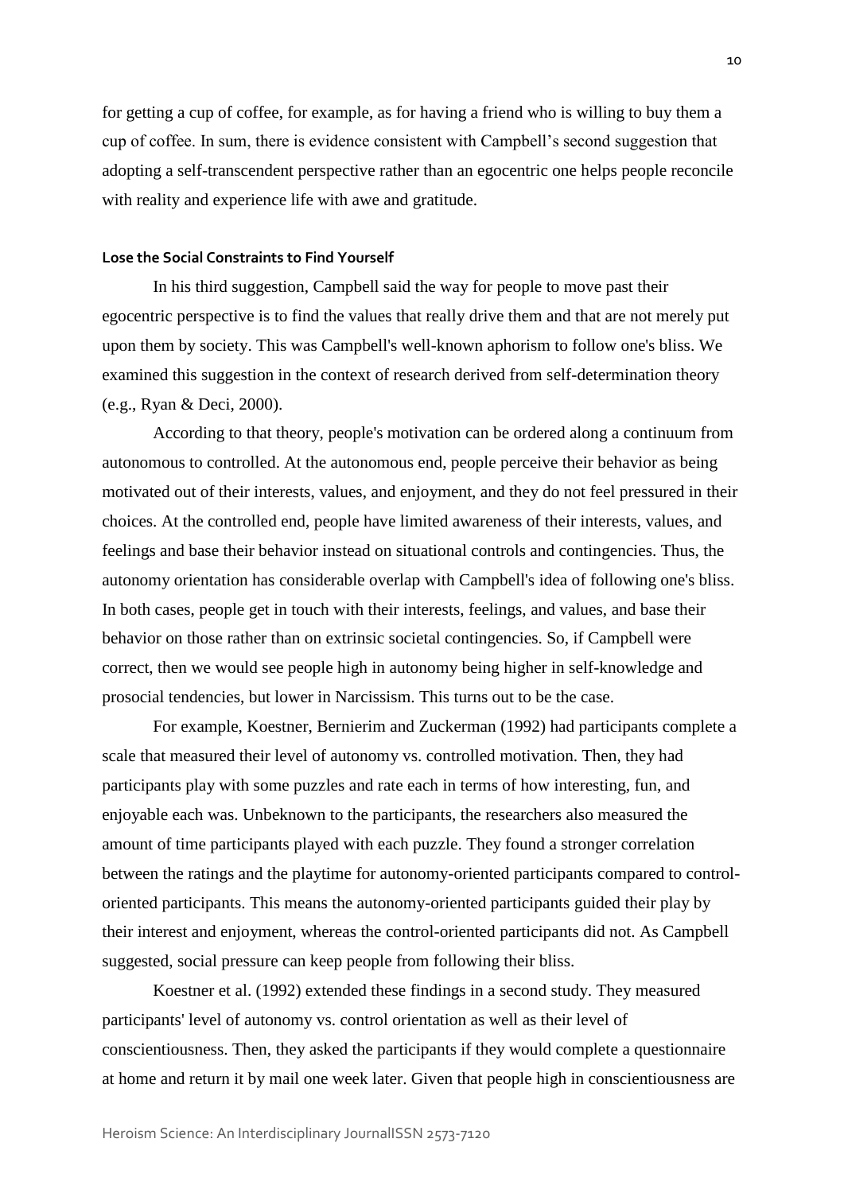for getting a cup of coffee, for example, as for having a friend who is willing to buy them a cup of coffee. In sum, there is evidence consistent with Campbell's second suggestion that adopting a self-transcendent perspective rather than an egocentric one helps people reconcile with reality and experience life with awe and gratitude.

### Lose the Social Constraints to Find Yourself

In his third suggestion, Campbell said the way for people to move past their egocentric perspective is to find the values that really drive them and that are not merely put upon them by society. This was Campbell's well-known aphorism to follow one's bliss. We examined this suggestion in the context of research derived from self-determination theory (e.g., Ryan & Deci, 2000).

According to that theory, people's motivation can be ordered along a continuum from autonomous to controlled. At the autonomous end, people perceive their behavior as being motivated out of their interests, values, and enjoyment, and they do not feel pressured in their choices. At the controlled end, people have limited awareness of their interests, values, and feelings and base their behavior instead on situational controls and contingencies. Thus, the autonomy orientation has considerable overlap with Campbell's idea of following one's bliss. In both cases, people get in touch with their interests, feelings, and values, and base their behavior on those rather than on extrinsic societal contingencies. So, if Campbell were correct, then we would see people high in autonomy being higher in self-knowledge and prosocial tendencies, but lower in Narcissism. This turns out to be the case.

For example, Koestner, Bernierim and Zuckerman (1992) had participants complete a scale that measured their level of autonomy vs. controlled motivation. Then, they had participants play with some puzzles and rate each in terms of how interesting, fun, and enjoyable each was. Unbeknown to the participants, the researchers also measured the amount of time participants played with each puzzle. They found a stronger correlation between the ratings and the playtime for autonomy-oriented participants compared to control-oriented participants. This means the autonomy-oriented participants guided their play by their interest and enjoyment, whereas the control-oriented participants did not. As Campbell suggested, social pressure can keep people from following their bliss.

Koestner et al. (1992) extended these findings in a second study. They measured participants' level of autonomy vs. control orientation as well as their level of conscientiousness. Then, they asked the participants if they would complete a questionnaire at home and return it by mail one week later. Given that people high in conscientiousness are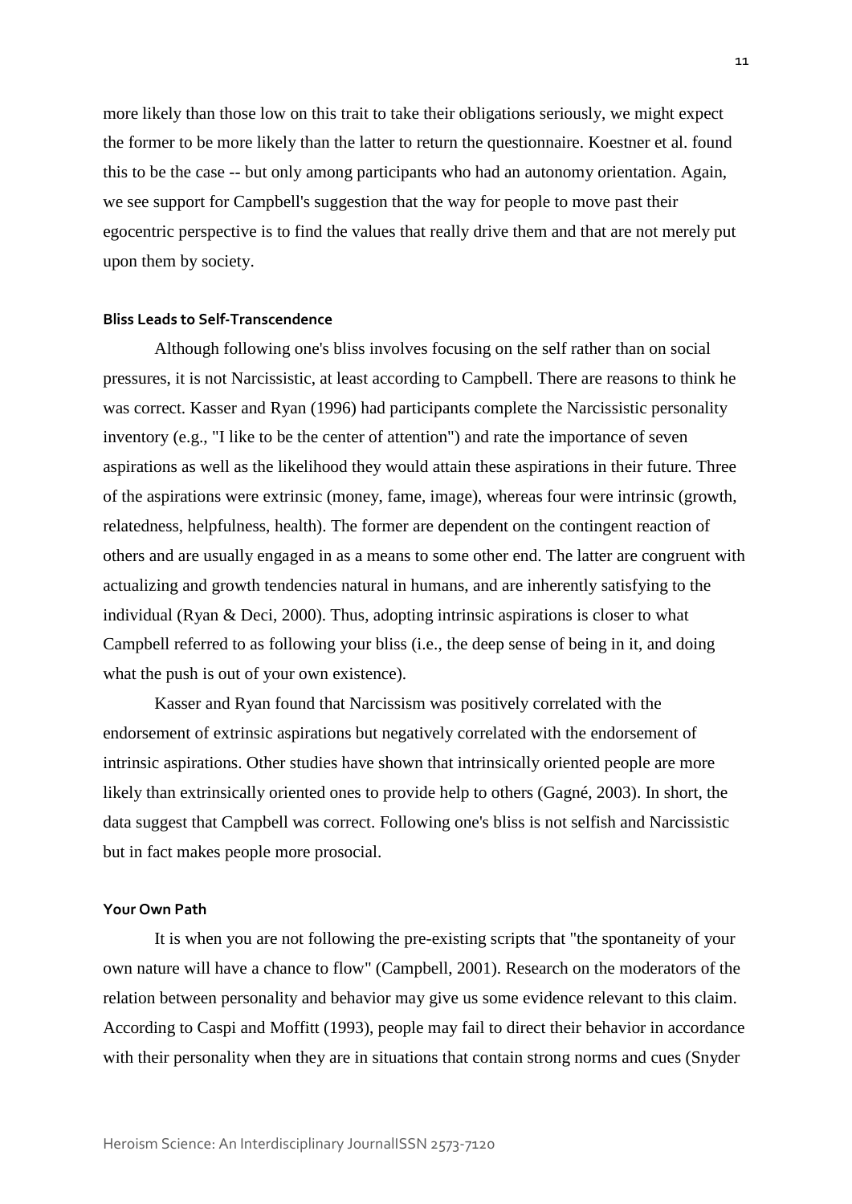more likely than those low on this trait to take their obligations seriously, we might expect the former to be more likely than the latter to return the questionnaire. Koestner et al. found this to be the case -- but only among participants who had an autonomy orientation. Again, we see support for Campbell's suggestion that the way for people to move past their egocentric perspective is to find the values that really drive them and that are not merely put upon them by society.

#### Bliss Leads to Self-Transcendence

Although following one's bliss involves focusing on the self rather than on social pressures, it is not Narcissistic, at least according to Campbell. There are reasons to think he was correct. Kasser and Ryan (1996) had participants complete the Narcissistic personality inventory (e.g., "I like to be the center of attention") and rate the importance of seven aspirations as well as the likelihood they would attain these aspirations in their future. Three of the aspirations were extrinsic (money, fame, image), whereas four were intrinsic (growth, relatedness, helpfulness, health). The former are dependent on the contingent reaction of others and are usually engaged in as a means to some other end. The latter are congruent with actualizing and growth tendencies natural in humans, and are inherently satisfying to the individual (Ryan & Deci, 2000). Thus, adopting intrinsic aspirations is closer to what Campbell referred to as following your bliss (i.e., the deep sense of being in it, and doing what the push is out of your own existence).

Kasser and Ryan found that Narcissism was positively correlated with the endorsement of extrinsic aspirations but negatively correlated with the endorsement of intrinsic aspirations. Other studies have shown that intrinsically oriented people are more likely than extrinsically oriented ones to provide help to others (Gagné, 2003). In short, the data suggest that Campbell was correct. Following one's bliss is not selfish and Narcissistic but in fact makes people more prosocial.

#### Your Own Path

It is when you are not following the pre-existing scripts that "the spontaneity of your own nature will have a chance to flow" (Campbell, 2001). Research on the moderators of the relation between personality and behavior may give us some evidence relevant to this claim. According to Caspi and Moffitt (1993), people may fail to direct their behavior in accordance with their personality when they are in situations that contain strong norms and cues (Snyder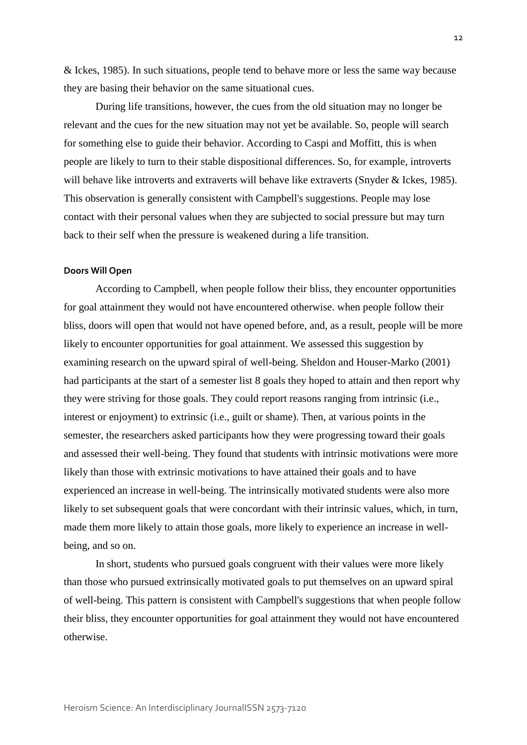& Ickes, 1985). In such situations, people tend to behave more or less the same way because they are basing their behavior on the same situational cues.

During life transitions, however, the cues from the old situation may no longer be relevant and the cues for the new situation may not yet be available. So, people will search for something else to guide their behavior. According to Caspi and Moffitt, this is when people are likely to turn to their stable dispositional differences. So, for example, introverts will behave like introverts and extraverts will behave like extraverts (Snyder & Ickes, 1985). This observation is generally consistent with Campbell's suggestions. People may lose contact with their personal values when they are subjected to social pressure but may turn back to their self when the pressure is weakened during a life transition.

#### Doors Will Open

According to Campbell, when people follow their bliss, they encounter opportunities for goal attainment they would not have encountered otherwise. when people follow their bliss, doors will open that would not have opened before, and, as a result, people will be more likely to encounter opportunities for goal attainment. We assessed this suggestion by examining research on the upward spiral of well-being. Sheldon and Houser-Marko (2001) had participants at the start of a semester list 8 goals they hoped to attain and then report why they were striving for those goals. They could report reasons ranging from intrinsic (i.e., interest or enjoyment) to extrinsic (i.e., guilt or shame). Then, at various points in the semester, the researchers asked participants how they were progressing toward their goals and assessed their well-being. They found that students with intrinsic motivations were more likely than those with extrinsic motivations to have attained their goals and to have experienced an increase in well-being. The intrinsically motivated students were also more likely to set subsequent goals that were concordant with their intrinsic values, which, in turn, made them more likely to attain those goals, more likely to experience an increase in well-being, and so on.

In short, students who pursued goals congruent with their values were more likely than those who pursued extrinsically motivated goals to put themselves on an upward spiral of well-being. This pattern is consistent with Campbell's suggestions that when people follow their bliss, they encounter opportunities for goal attainment they would not have encountered otherwise.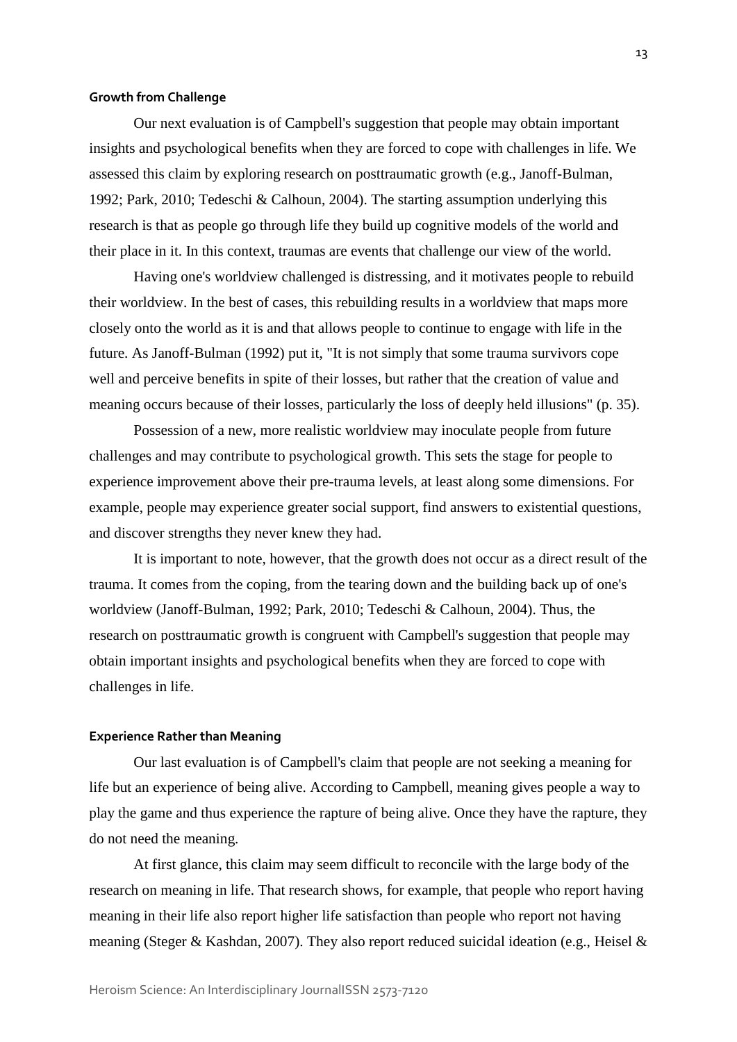#### Growth from Challenge

Our next evaluation is of Campbell's suggestion that people may obtain important insights and psychological benefits when they are forced to cope with challenges in life. We assessed this claim by exploring research on posttraumatic growth (e.g., Janoff-Bulman, 1992; Park, 2010; Tedeschi & Calhoun, 2004). The starting assumption underlying this research is that as people go through life they build up cognitive models of the world and their place in it. In this context, traumas are events that challenge our view of the world.

Having one's worldview challenged is distressing, and it motivates people to rebuild their worldview. In the best of cases, this rebuilding results in a worldview that maps more closely onto the world as it is and that allows people to continue to engage with life in the future. As Janoff-Bulman (1992) put it, "It is not simply that some trauma survivors cope well and perceive benefits in spite of their losses, but rather that the creation of value and meaning occurs because of their losses, particularly the loss of deeply held illusions" (p. 35).

Possession of a new, more realistic worldview may inoculate people from future challenges and may contribute to psychological growth. This sets the stage for people to experience improvement above their pre-trauma levels, at least along some dimensions. For example, people may experience greater social support, find answers to existential questions, and discover strengths they never knew they had.

It is important to note, however, that the growth does not occur as a direct result of the trauma. It comes from the coping, from the tearing down and the building back up of one's worldview (Janoff-Bulman, 1992; Park, 2010; Tedeschi & Calhoun, 2004). Thus, the research on posttraumatic growth is congruent with Campbell's suggestion that people may obtain important insights and psychological benefits when they are forced to cope with challenges in life.

#### Experience Rather than Meaning

Our last evaluation is of Campbell's claim that people are not seeking a meaning for life but an experience of being alive. According to Campbell, meaning gives people a way to play the game and thus experience the rapture of being alive. Once they have the rapture, they do not need the meaning.

At first glance, this claim may seem difficult to reconcile with the large body of the research on meaning in life. That research shows, for example, that people who report having meaning in their life also report higher life satisfaction than people who report not having meaning (Steger & Kashdan, 2007). They also report reduced suicidal ideation (e.g., Heisel &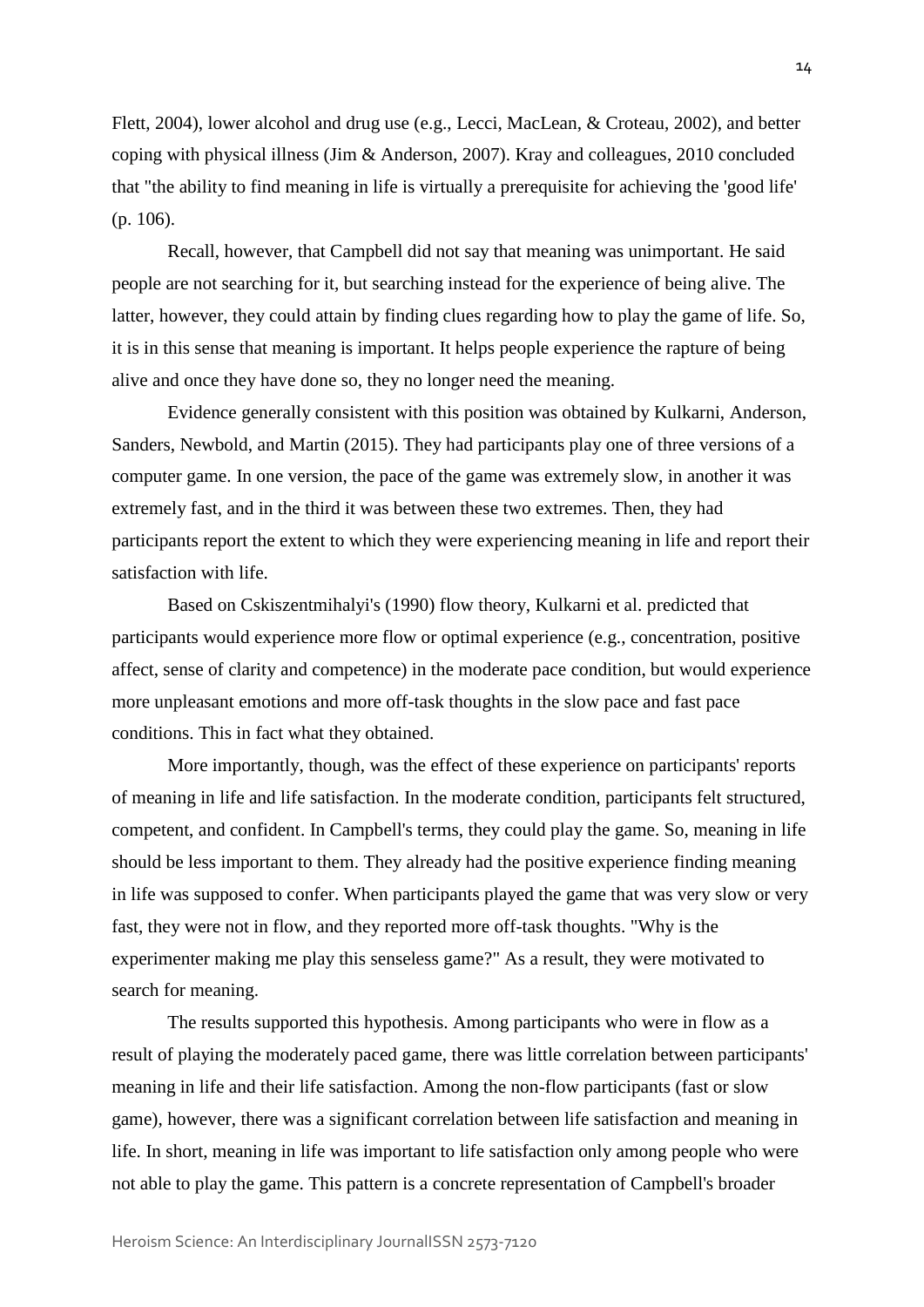Flett, 2004), lower alcohol and drug use (e.g., Lecci, MacLean, & Croteau, 2002), and better coping with physical illness (Jim & Anderson, 2007). Kray and colleagues, 2010 concluded that "the ability to find meaning in life is virtually a prerequisite for achieving the 'good life' (p. 106).

Recall, however, that Campbell did not say that meaning was unimportant. He said people are not searching for it, but searching instead for the experience of being alive. The latter, however, they could attain by finding clues regarding how to play the game of life. So, it is in this sense that meaning is important. It helps people experience the rapture of being alive and once they have done so, they no longer need the meaning.

Evidence generally consistent with this position was obtained by Kulkarni, Anderson, Sanders, Newbold, and Martin (2015). They had participants play one of three versions of a computer game. In one version, the pace of the game was extremely slow, in another it was extremely fast, and in the third it was between these two extremes. Then, they had participants report the extent to which they were experiencing meaning in life and report their satisfaction with life.

Based on Cskiszentmihalyi's (1990) flow theory, Kulkarni et al. predicted that participants would experience more flow or optimal experience (e.g., concentration, positive affect, sense of clarity and competence) in the moderate pace condition, but would experience more unpleasant emotions and more off-task thoughts in the slow pace and fast pace conditions. This in fact what they obtained.

More importantly, though, was the effect of these experience on participants' reports of meaning in life and life satisfaction. In the moderate condition, participants felt structured, competent, and confident. In Campbell's terms, they could play the game. So, meaning in life should be less important to them. They already had the positive experience finding meaning in life was supposed to confer. When participants played the game that was very slow or very fast, they were not in flow, and they reported more off-task thoughts. "Why is the experimenter making me play this senseless game?" As a result, they were motivated to search for meaning.

The results supported this hypothesis. Among participants who were in flow as a result of playing the moderately paced game, there was little correlation between participants' meaning in life and their life satisfaction. Among the non-flow participants (fast or slow game), however, there was a significant correlation between life satisfaction and meaning in life. In short, meaning in life was important to life satisfaction only among people who were not able to play the game. This pattern is a concrete representation of Campbell's broader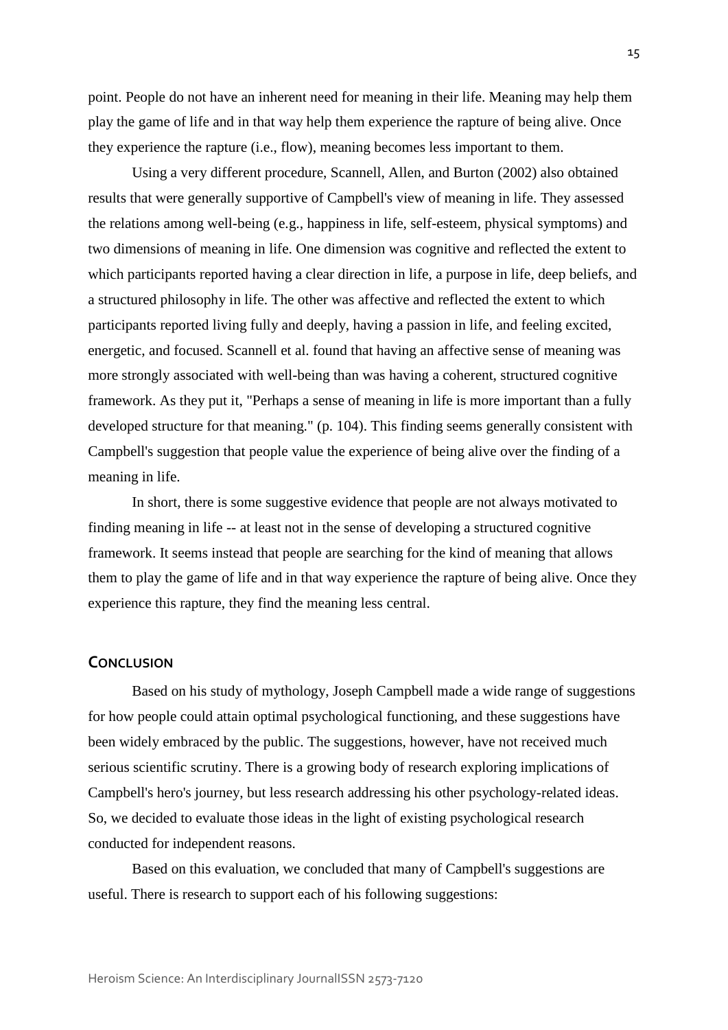point. People do not have an inherent need for meaning in their life. Meaning may help them play the game of life and in that way help them experience the rapture of being alive. Once they experience the rapture (i.e., flow), meaning becomes less important to them.

Using a very different procedure, Scannell, Allen, and Burton (2002) also obtained results that were generally supportive of Campbell's view of meaning in life. They assessed the relations among well-being (e.g., happiness in life, self-esteem, physical symptoms) and two dimensions of meaning in life. One dimension was cognitive and reflected the extent to which participants reported having a clear direction in life, a purpose in life, deep beliefs, and a structured philosophy in life. The other was affective and reflected the extent to which participants reported living fully and deeply, having a passion in life, and feeling excited, energetic, and focused. Scannell et al. found that having an affective sense of meaning was more strongly associated with well-being than was having a coherent, structured cognitive framework. As they put it, "Perhaps a sense of meaning in life is more important than a fully developed structure for that meaning." (p. 104). This finding seems generally consistent with Campbell's suggestion that people value the experience of being alive over the finding of a meaning in life.

In short, there is some suggestive evidence that people are not always motivated to finding meaning in life -- at least not in the sense of developing a structured cognitive framework. It seems instead that people are searching for the kind of meaning that allows them to play the game of life and in that way experience the rapture of being alive. Once they experience this rapture, they find the meaning less central.

## Conclusion

Based on his study of mythology, Joseph Campbell made a wide range of suggestions for how people could attain optimal psychological functioning, and these suggestions have been widely embraced by the public. The suggestions, however, have not received much serious scientific scrutiny. There is a growing body of research exploring implications of Campbell's hero's journey, but less research addressing his other psychology-related ideas. So, we decided to evaluate those ideas in the light of existing psychological research conducted for independent reasons.

Based on this evaluation, we concluded that many of Campbell's suggestions are useful. There is research to support each of his following suggestions: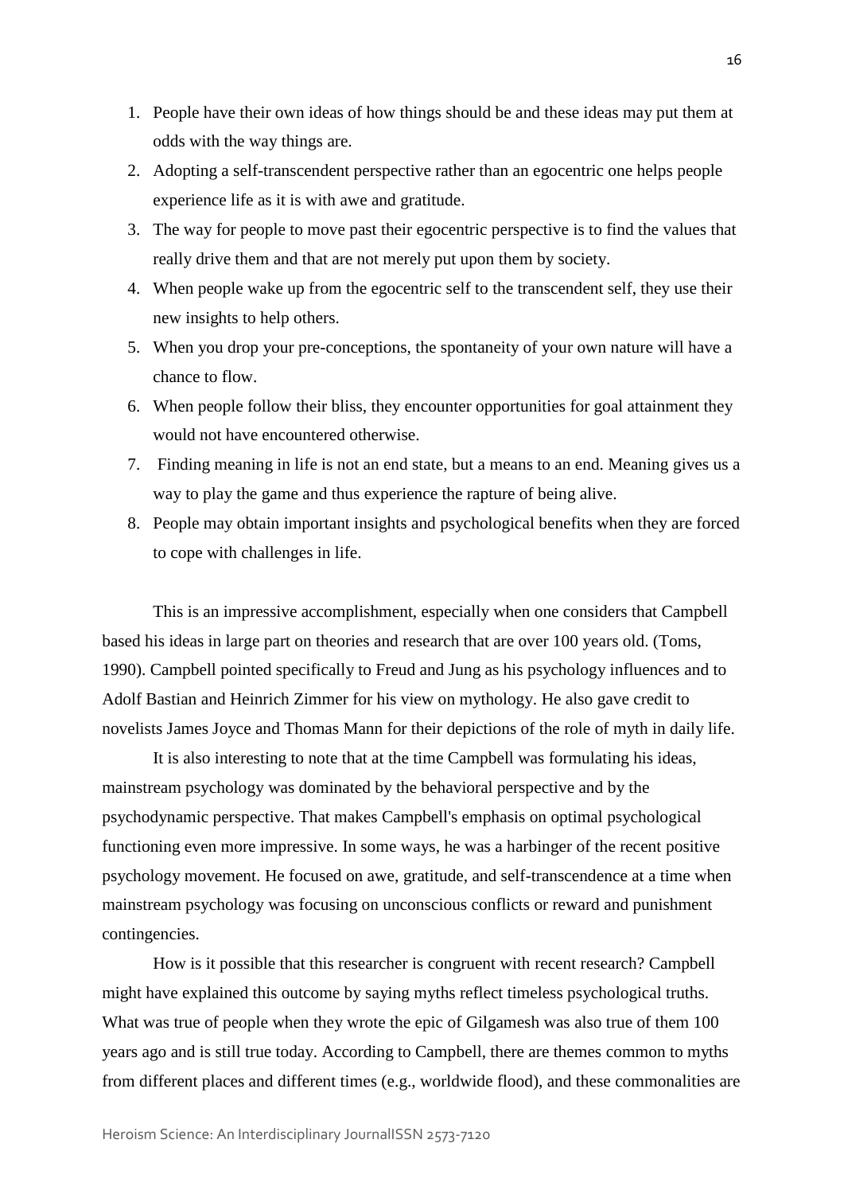1. People have their own ideas of how things should be and these ideas may put them at odds with the way things are.
2. Adopting a self-transcendent perspective rather than an egocentric one helps people experience life as it is with awe and gratitude.
3. The way for people to move past their egocentric perspective is to find the values that really drive them and that are not merely put upon them by society.
4. When people wake up from the egocentric self to the transcendent self, they use their new insights to help others.
5. When you drop your pre-conceptions, the spontaneity of your own nature will have a chance to flow.
6. When people follow their bliss, they encounter opportunities for goal attainment they would not have encountered otherwise.
7. Finding meaning in life is not an end state, but a means to an end. Meaning gives us a way to play the game and thus experience the rapture of being alive.
8. People may obtain important insights and psychological benefits when they are forced to cope with challenges in life.

This is an impressive accomplishment, especially when one considers that Campbell based his ideas in large part on theories and research that are over 100 years old. (Toms, 1990). Campbell pointed specifically to Freud and Jung as his psychology influences and to Adolf Bastian and Heinrich Zimmer for his view on mythology. He also gave credit to novelists James Joyce and Thomas Mann for their depictions of the role of myth in daily life.

It is also interesting to note that at the time Campbell was formulating his ideas, mainstream psychology was dominated by the behavioral perspective and by the psychodynamic perspective. That makes Campbell's emphasis on optimal psychological functioning even more impressive. In some ways, he was a harbinger of the recent positive psychology movement. He focused on awe, gratitude, and self-transcendence at a time when mainstream psychology was focusing on unconscious conflicts or reward and punishment contingencies.

How is it possible that this researcher is congruent with recent research? Campbell might have explained this outcome by saying myths reflect timeless psychological truths. What was true of people when they wrote the epic of Gilgamesh was also true of them 100 years ago and is still true today. According to Campbell, there are themes common to myths from different places and different times (e.g., worldwide flood), and these commonalities are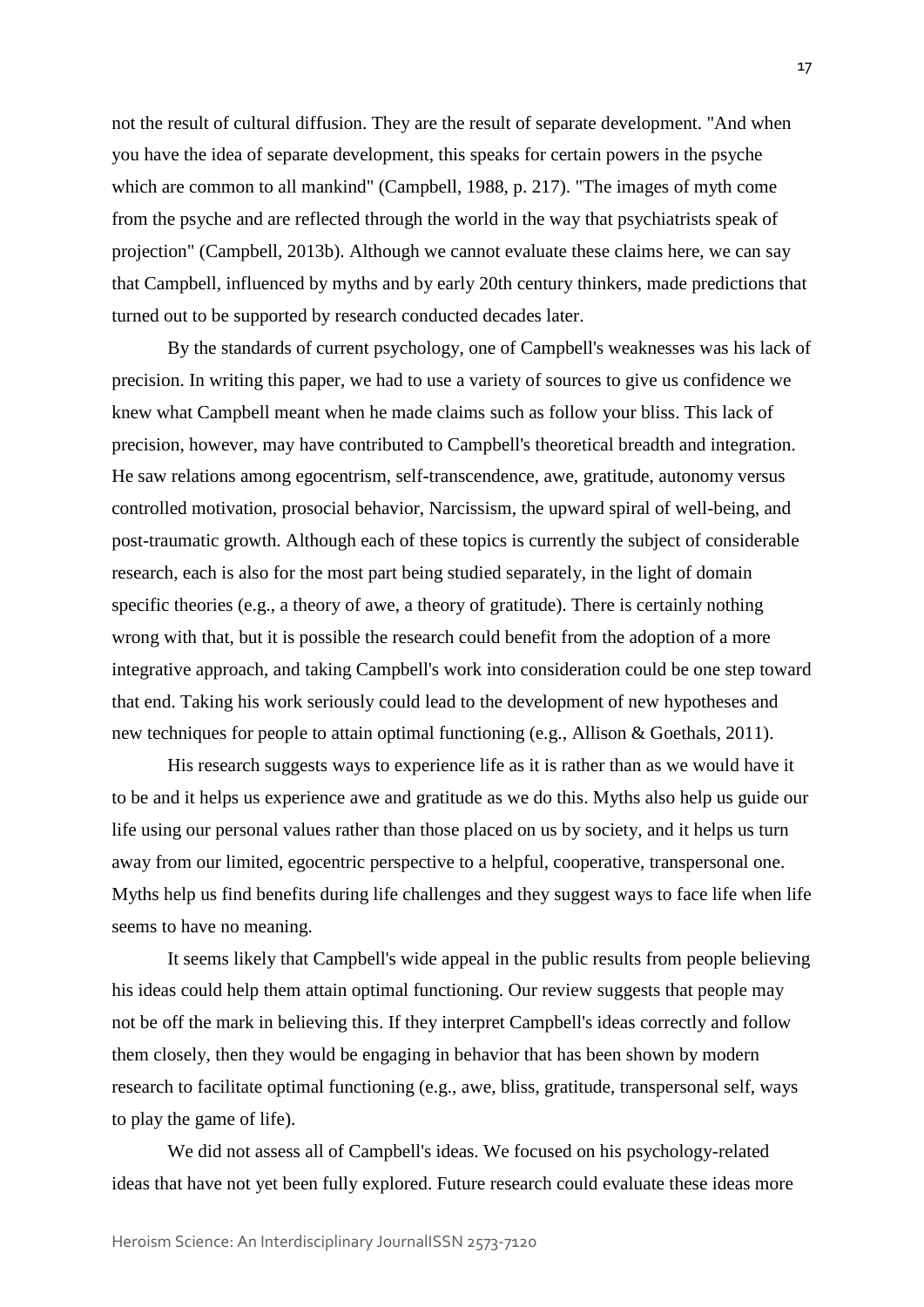not the result of cultural diffusion. They are the result of separate development. "And when you have the idea of separate development, this speaks for certain powers in the psyche which are common to all mankind" (Campbell, 1988, p. 217). "The images of myth come from the psyche and are reflected through the world in the way that psychiatrists speak of projection" (Campbell, 2013b). Although we cannot evaluate these claims here, we can say that Campbell, influenced by myths and by early 20th century thinkers, made predictions that turned out to be supported by research conducted decades later.

By the standards of current psychology, one of Campbell's weaknesses was his lack of precision. In writing this paper, we had to use a variety of sources to give us confidence we knew what Campbell meant when he made claims such as follow your bliss. This lack of precision, however, may have contributed to Campbell's theoretical breadth and integration. He saw relations among egocentrism, self-transcendence, awe, gratitude, autonomy versus controlled motivation, prosocial behavior, Narcissism, the upward spiral of well-being, and post-traumatic growth. Although each of these topics is currently the subject of considerable research, each is also for the most part being studied separately, in the light of domain specific theories (e.g., a theory of awe, a theory of gratitude). There is certainly nothing wrong with that, but it is possible the research could benefit from the adoption of a more integrative approach, and taking Campbell's work into consideration could be one step toward that end. Taking his work seriously could lead to the development of new hypotheses and new techniques for people to attain optimal functioning (e.g., Allison & Goethals, 2011).

His research suggests ways to experience life as it is rather than as we would have it to be and it helps us experience awe and gratitude as we do this. Myths also help us guide our life using our personal values rather than those placed on us by society, and it helps us turn away from our limited, egocentric perspective to a helpful, cooperative, transpersonal one. Myths help us find benefits during life challenges and they suggest ways to face life when life seems to have no meaning.

It seems likely that Campbell's wide appeal in the public results from people believing his ideas could help them attain optimal functioning. Our review suggests that people may not be off the mark in believing this. If they interpret Campbell's ideas correctly and follow them closely, then they would be engaging in behavior that has been shown by modern research to facilitate optimal functioning (e.g., awe, bliss, gratitude, transpersonal self, ways to play the game of life).

We did not assess all of Campbell's ideas. We focused on his psychology-related ideas that have not yet been fully explored. Future research could evaluate these ideas more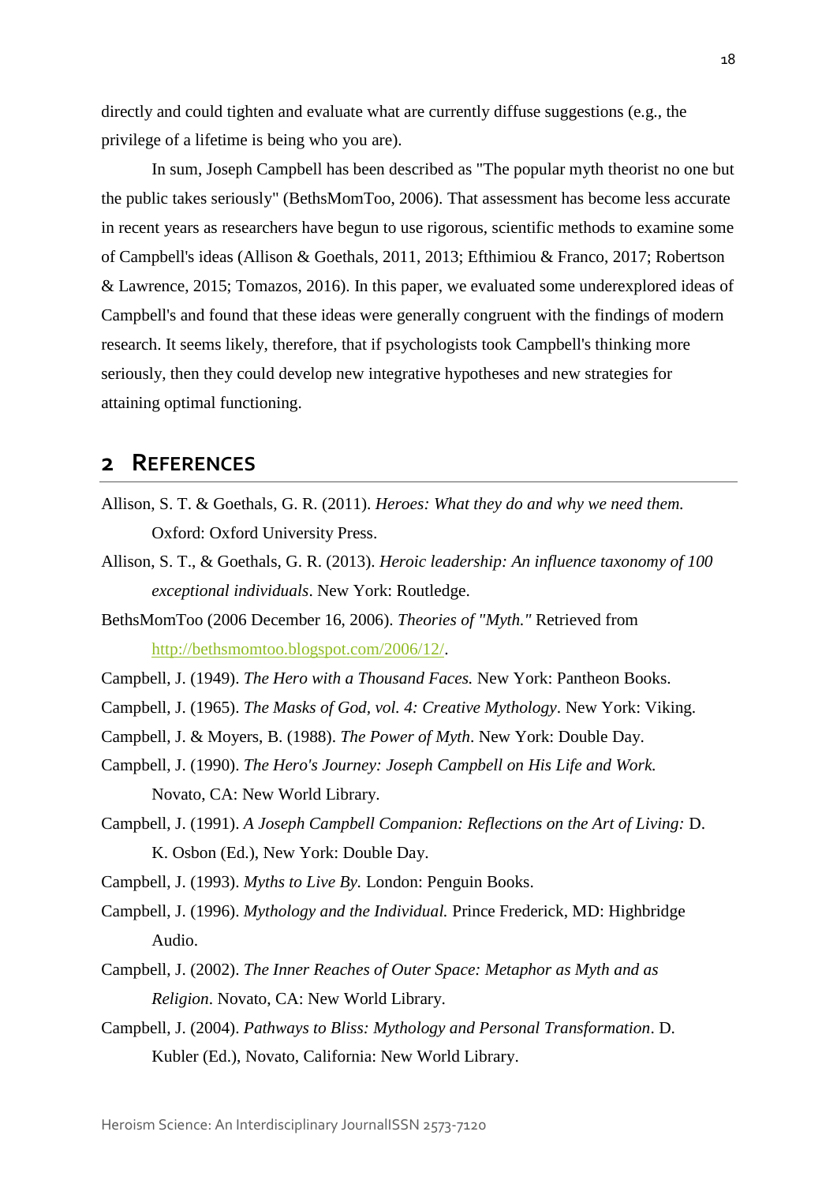directly and could tighten and evaluate what are currently diffuse suggestions (e.g., the privilege of a lifetime is being who you are).

In sum, Joseph Campbell has been described as "The popular myth theorist no one but the public takes seriously" (BethsMomToo, 2006). That assessment has become less accurate in recent years as researchers have begun to use rigorous, scientific methods to examine some of Campbell's ideas (Allison & Goethals, 2011, 2013; Efthimiou & Franco, 2017; Robertson & Lawrence, 2015; Tomazos, 2016). In this paper, we evaluated some underexplored ideas of Campbell's and found that these ideas were generally congruent with the findings of modern research. It seems likely, therefore, that if psychologists took Campbell's thinking more seriously, then they could develop new integrative hypotheses and new strategies for attaining optimal functioning.

## 2 References

Allison, S. T. & Goethals, G. R. (2011). *Heroes: What they do and why we need them.* Oxford: Oxford University Press.

Allison, S. T., & Goethals, G. R. (2013). *Heroic leadership: An influence taxonomy of 100 exceptional individuals*. New York: Routledge.

BethsMomToo (2006 December 16, 2006). *Theories of "Myth."* Retrieved from http://bethsmomtoo.blogspot.com/2006/12/.

Campbell, J. (1949). *The Hero with a Thousand Faces.* New York: Pantheon Books.

Campbell, J. (1965). *The Masks of God, vol. 4: Creative Mythology*. New York: Viking.

Campbell, J. & Moyers, B. (1988). *The Power of Myth*. New York: Double Day.

Campbell, J. (1990). *The Hero's Journey: Joseph Campbell on His Life and Work.* Novato, CA: New World Library.

Campbell, J. (1991). *A Joseph Campbell Companion: Reflections on the Art of Living:* D. K. Osbon (Ed.), New York: Double Day.

Campbell, J. (1993). *Myths to Live By.* London: Penguin Books.

Campbell, J. (1996). *Mythology and the Individual.* Prince Frederick, MD: Highbridge Audio.

Campbell, J. (2002). *The Inner Reaches of Outer Space: Metaphor as Myth and as Religion*. Novato, CA: New World Library.

Campbell, J. (2004). *Pathways to Bliss: Mythology and Personal Transformation*. D. Kubler (Ed.), Novato, California: New World Library.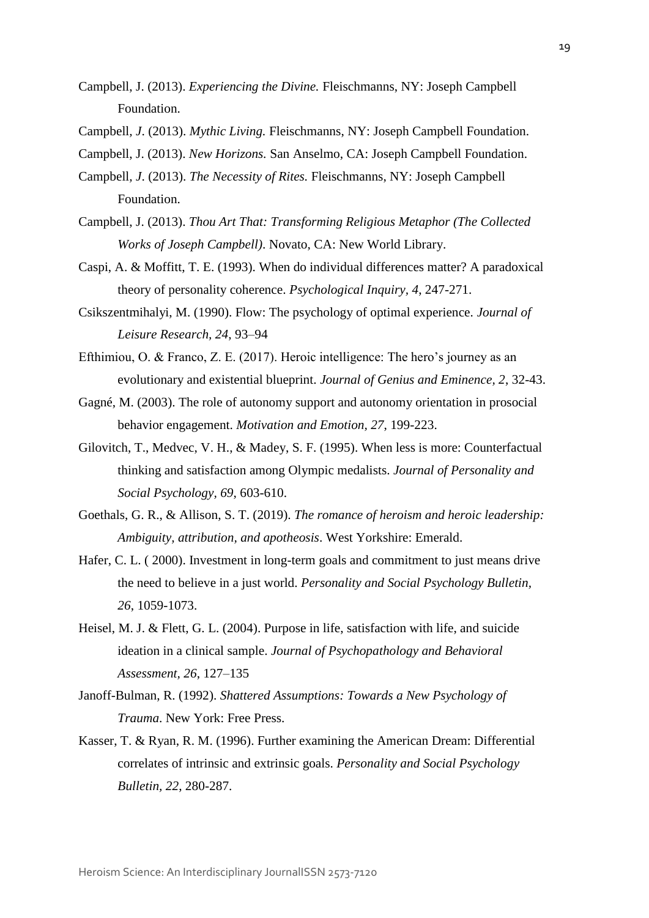Campbell, J. (2013). *Experiencing the Divine.* Fleischmanns, NY: Joseph Campbell Foundation.

Campbell, *J*. (2013). *Mythic Living.* Fleischmanns, NY: Joseph Campbell Foundation.

Campbell, J. (2013). *New Horizons.* San Anselmo, CA: Joseph Campbell Foundation.

Campbell, *J*. (2013). *The Necessity of Rites.* Fleischmanns, NY: Joseph Campbell Foundation.

Campbell, J. (2013). *Thou Art That: Transforming Religious Metaphor (The Collected Works of Joseph Campbell)*. Novato, CA: New World Library.

Caspi, A. & Moffitt, T. E. (1993). When do individual differences matter? A paradoxical theory of personality coherence. *Psychological Inquiry, 4*, 247-271.

Csikszentmihalyi, M. (1990). Flow: The psychology of optimal experience. *Journal of Leisure Research, 24*, 93–94

Efthimiou, O. & Franco, Z. E. (2017). Heroic intelligence: The hero's journey as an evolutionary and existential blueprint. *Journal of Genius and Eminence, 2*, 32-43.

Gagné, M. (2003). The role of autonomy support and autonomy orientation in prosocial behavior engagement. *Motivation and Emotion, 27*, 199-223.

Gilovitch, T., Medvec, V. H., & Madey, S. F. (1995). When less is more: Counterfactual thinking and satisfaction among Olympic medalists. *Journal of Personality and Social Psychology, 69*, 603-610.

Goethals, G. R., & Allison, S. T. (2019). *The romance of heroism and heroic leadership: Ambiguity, attribution, and apotheosis*. West Yorkshire: Emerald.

Hafer, C. L. ( 2000). Investment in long-term goals and commitment to just means drive the need to believe in a just world. *Personality and Social Psychology Bulletin, 26*, 1059-1073.

Heisel, M. J. & Flett, G. L. (2004). Purpose in life, satisfaction with life, and suicide ideation in a clinical sample. *Journal of Psychopathology and Behavioral Assessment, 26*, 127–135

Janoff-Bulman, R. (1992). *Shattered Assumptions: Towards a New Psychology of Trauma*. New York: Free Press.

Kasser, T. & Ryan, R. M. (1996). Further examining the American Dream: Differential correlates of intrinsic and extrinsic goals. *Personality and Social Psychology Bulletin, 22*, 280-287.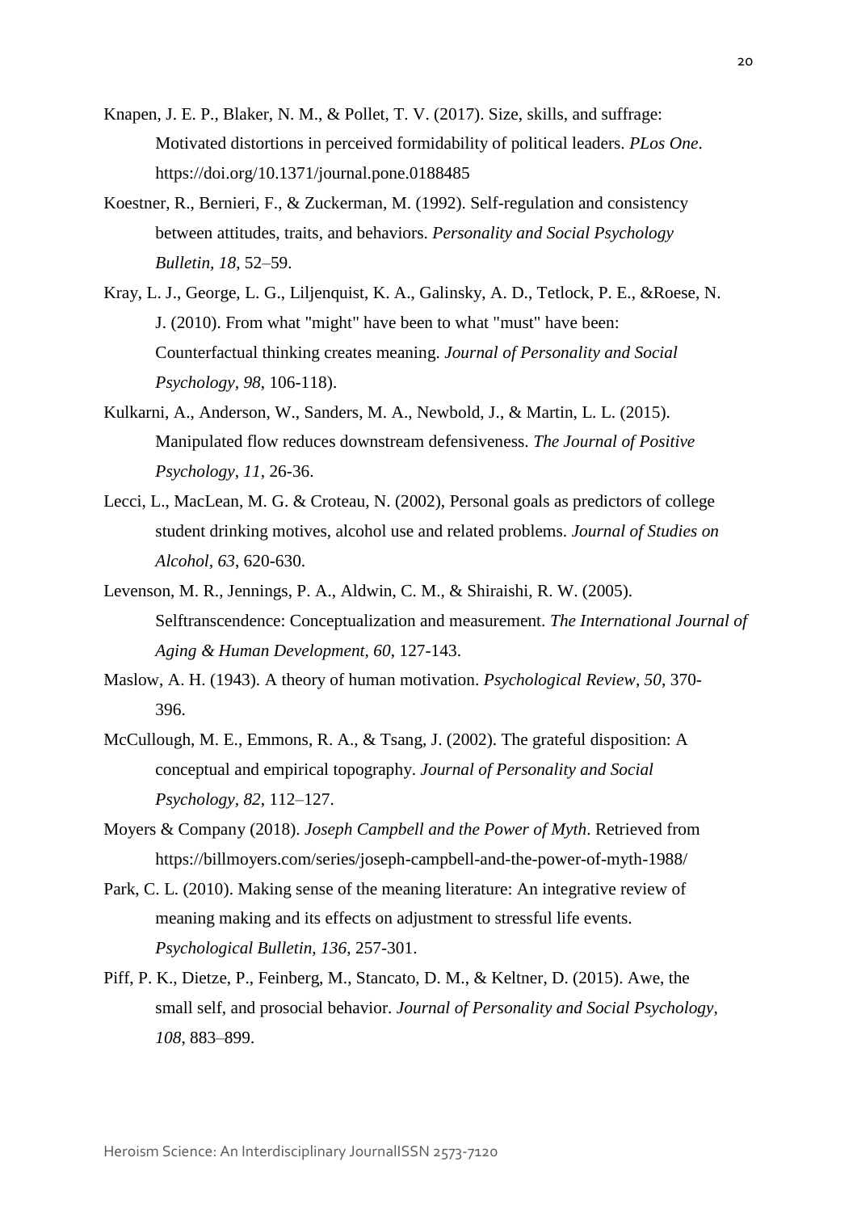Knapen, J. E. P., Blaker, N. M., & Pollet, T. V. (2017). Size, skills, and suffrage: Motivated distortions in perceived formidability of political leaders. *PLos One*. https://doi.org/10.1371/journal.pone.0188485

Koestner, R., Bernieri, F., & Zuckerman, M. (1992). Self-regulation and consistency between attitudes, traits, and behaviors. *Personality and Social Psychology Bulletin*, *18*, 52–59.

Kray, L. J., George, L. G., Liljenquist, K. A., Galinsky, A. D., Tetlock, P. E., &Roese, N. J. (2010). From what "might" have been to what "must" have been: Counterfactual thinking creates meaning. *Journal of Personality and Social Psychology*, *98*, 106-118).

Kulkarni, A., Anderson, W., Sanders, M. A., Newbold, J., & Martin, L. L. (2015). Manipulated flow reduces downstream defensiveness. *The Journal of Positive Psychology*, *11*, 26-36.

Lecci, L., MacLean, M. G. & Croteau, N. (2002), Personal goals as predictors of college student drinking motives, alcohol use and related problems. *Journal of Studies on Alcohol*, *63*, 620-630.

Levenson, M. R., Jennings, P. A., Aldwin, C. M., & Shiraishi, R. W. (2005). Selftranscendence: Conceptualization and measurement. *The International Journal of Aging & Human Development, 60*, 127-143.

Maslow, A. H. (1943). A theory of human motivation. *Psychological Review*, *50*, 370-396.

McCullough, M. E., Emmons, R. A., & Tsang, J. (2002). The grateful disposition: A conceptual and empirical topography. *Journal of Personality and Social Psychology, 82*, 112–127.

Moyers & Company (2018). *Joseph Campbell and the Power of Myth*. Retrieved from https://billmoyers.com/series/joseph-campbell-and-the-power-of-myth-1988/

Park, C. L. (2010). Making sense of the meaning literature: An integrative review of meaning making and its effects on adjustment to stressful life events. *Psychological Bulletin, 136*, 257-301.

Piff, P. K., Dietze, P., Feinberg, M., Stancato, D. M., & Keltner, D. (2015). Awe, the small self, and prosocial behavior. *Journal of Personality and Social Psychology, 108*, 883–899.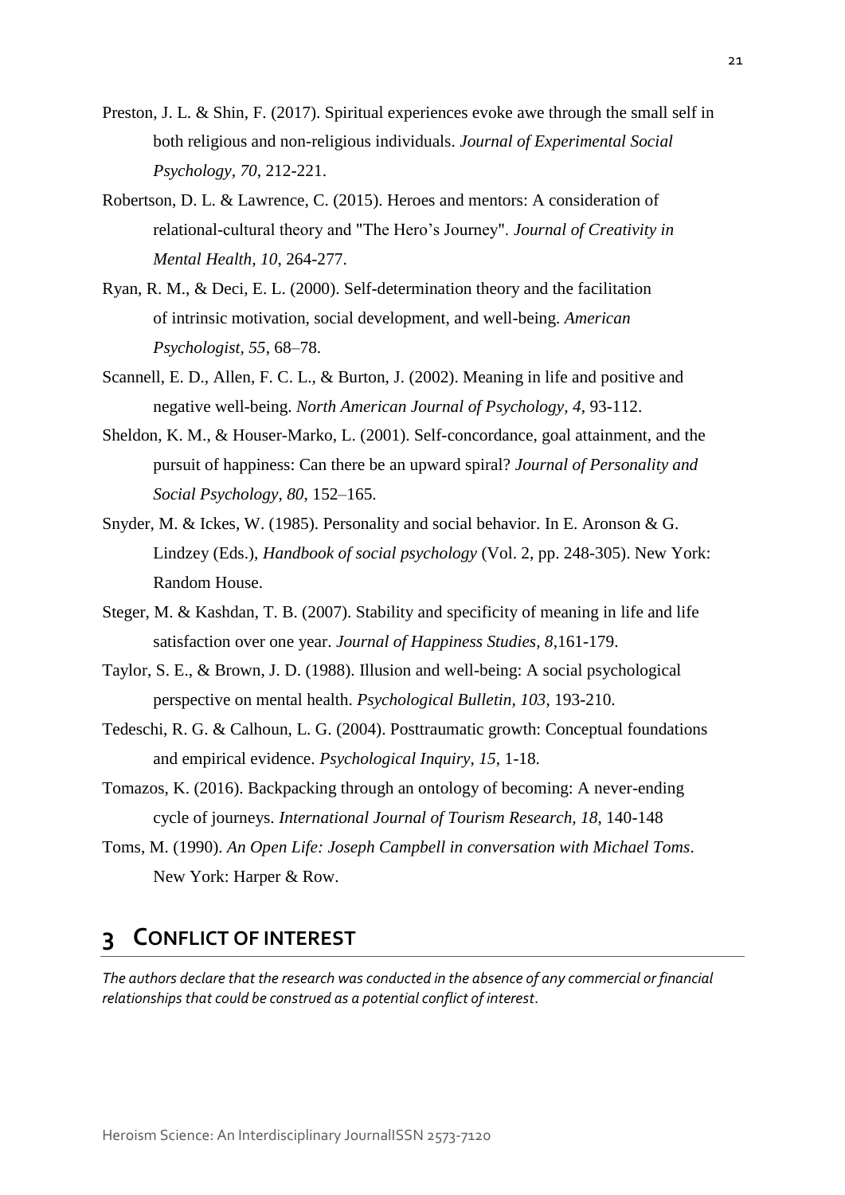Preston, J. L. & Shin, F. (2017). Spiritual experiences evoke awe through the small self in both religious and non-religious individuals. *Journal of Experimental Social Psychology, 70*, 212-221.

Robertson, D. L. & Lawrence, C. (2015). Heroes and mentors: A consideration of relational-cultural theory and "The Hero's Journey". *Journal of Creativity in Mental Health, 10*, 264-277.

Ryan, R. M., & Deci, E. L. (2000). Self-determination theory and the facilitation of intrinsic motivation, social development, and well-being. *American Psychologist, 55*, 68–78.

Scannell, E. D., Allen, F. C. L., & Burton, J. (2002). Meaning in life and positive and negative well-being. *North American Journal of Psychology, 4*, 93-112.

Sheldon, K. M., & Houser-Marko, L. (2001). Self-concordance, goal attainment, and the pursuit of happiness: Can there be an upward spiral? *Journal of Personality and Social Psychology, 80*, 152–165.

Snyder, M. & Ickes, W. (1985). Personality and social behavior. In E. Aronson & G. Lindzey (Eds.), *Handbook of social psychology* (Vol. 2, pp. 248-305). New York: Random House.

Steger, M. & Kashdan, T. B. (2007). Stability and specificity of meaning in life and life satisfaction over one year. *Journal of Happiness Studies, 8*,161-179.

Taylor, S. E., & Brown, J. D. (1988). Illusion and well-being: A social psychological perspective on mental health. *Psychological Bulletin, 103*, 193-210.

Tedeschi, R. G. & Calhoun, L. G. (2004). Posttraumatic growth: Conceptual foundations and empirical evidence. *Psychological Inquiry, 15*, 1-18.

Tomazos, K. (2016). Backpacking through an ontology of becoming: A never-ending cycle of journeys. *International Journal of Tourism Research, 18*, 140-148

Toms, M. (1990). *An Open Life: Joseph Campbell in conversation with Michael Toms*. New York: Harper & Row.

# 3 CONFLICT OF INTEREST

*The authors declare that the research was conducted in the absence of any commercial or financial relationships that could be construed as a potential conflict of interest.*